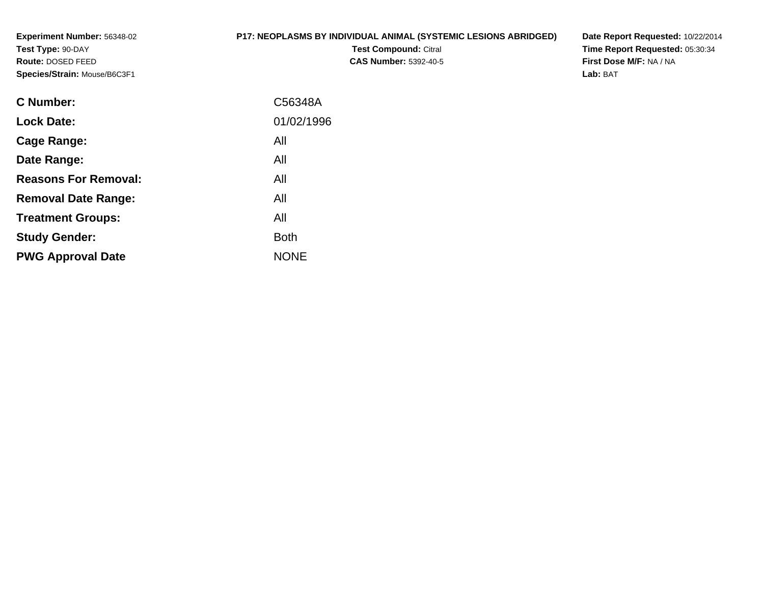**Experiment Number:** 56348-02
**Test Type:** 90-DAY
**Route:** DOSED FEED
**Species/Strain:** Mouse/B6C3F1

**P17: NEOPLASMS BY INDIVIDUAL ANIMAL (SYSTEMIC LESIONS ABRIDGED)**
**Test Compound:** Citral
**CAS Number:** 5392-40-5

**Date Report Requested:** 10/22/2014
**Time Report Requested:** 05:30:34
**First Dose M/F:** NA / NA
**Lab:** BAT

| | |
|---|---|
| **C Number:** | C56348A |
| **Lock Date:** | 01/02/1996 |
| **Cage Range:** | All |
| **Date Range:** | All |
| **Reasons For Removal:** | All |
| **Removal Date Range:** | All |
| **Treatment Groups:** | All |
| **Study Gender:** | Both |
| **PWG Approval Date** | NONE |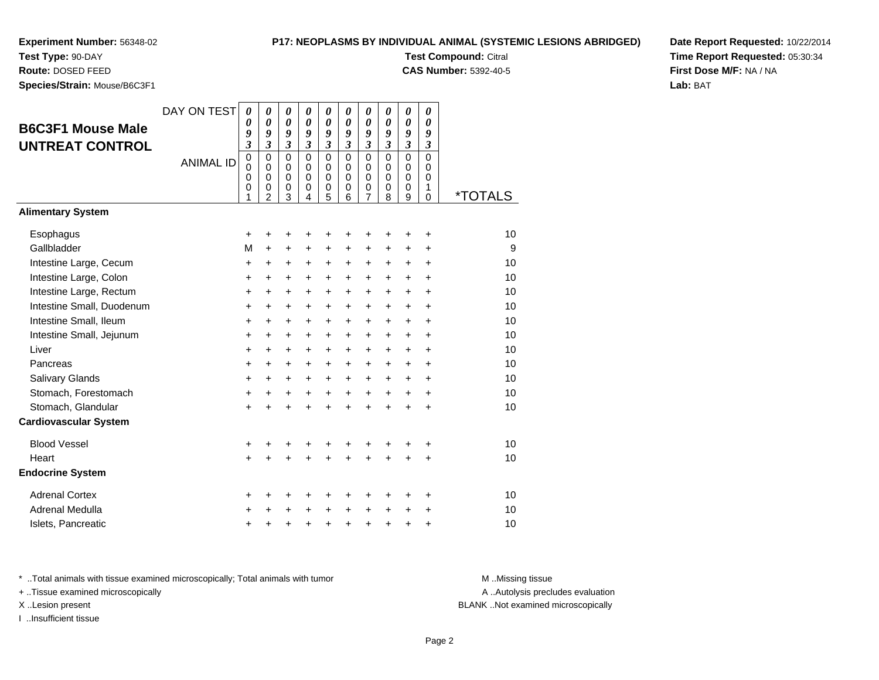**Experiment Number:** 56348-02
**Test Type:** 90-DAY
**Route:** DOSED FEED
**Species/Strain:** Mouse/B6C3F1

**P17: NEOPLASMS BY INDIVIDUAL ANIMAL (SYSTEMIC LESIONS ABRIDGED)**
**Test Compound:** Citral
**CAS Number:** 5392-40-5

**Date Report Requested:** 10/22/2014
**Time Report Requested:** 05:30:34
**First Dose M/F:** NA / NA
**Lab:** BAT

## B6C3F1 Mouse Male UNTREAT CONTROL

| DAY ON TEST | 0093 | 0093 | 0093 | 0093 | 0093 | 0093 | 0093 | 0093 | 0093 | 0093 | |
|---|---|---|---|---|---|---|---|---|---|---|---|
| ANIMAL ID | 00001 | 00002 | 00003 | 00004 | 00005 | 00006 | 00007 | 00008 | 00009 | 00010 | *TOTALS |
| **Alimentary System** | | | | | | | | | | | |
| Esophagus | + | + | + | + | + | + | + | + | + | + | 10 |
| Gallbladder | M | + | + | + | + | + | + | + | + | + | 9 |
| Intestine Large, Cecum | + | + | + | + | + | + | + | + | + | + | 10 |
| Intestine Large, Colon | + | + | + | + | + | + | + | + | + | + | 10 |
| Intestine Large, Rectum | + | + | + | + | + | + | + | + | + | + | 10 |
| Intestine Small, Duodenum | + | + | + | + | + | + | + | + | + | + | 10 |
| Intestine Small, Ileum | + | + | + | + | + | + | + | + | + | + | 10 |
| Intestine Small, Jejunum | + | + | + | + | + | + | + | + | + | + | 10 |
| Liver | + | + | + | + | + | + | + | + | + | + | 10 |
| Pancreas | + | + | + | + | + | + | + | + | + | + | 10 |
| Salivary Glands | + | + | + | + | + | + | + | + | + | + | 10 |
| Stomach, Forestomach | + | + | + | + | + | + | + | + | + | + | 10 |
| Stomach, Glandular | + | + | + | + | + | + | + | + | + | + | 10 |
| **Cardiovascular System** | | | | | | | | | | | |
| Blood Vessel | + | + | + | + | + | + | + | + | + | + | 10 |
| Heart | + | + | + | + | + | + | + | + | + | + | 10 |
| **Endocrine System** | | | | | | | | | | | |
| Adrenal Cortex | + | + | + | + | + | + | + | + | + | + | 10 |
| Adrenal Medulla | + | + | + | + | + | + | + | + | + | + | 10 |
| Islets, Pancreatic | + | + | + | + | + | + | + | + | + | + | 10 |

\* ..Total animals with tissue examined microscopically; Total animals with tumor
+ ..Tissue examined microscopically
X ..Lesion present
I ..Insufficient tissue

M ..Missing tissue
A ..Autolysis precludes evaluation
BLANK ..Not examined microscopically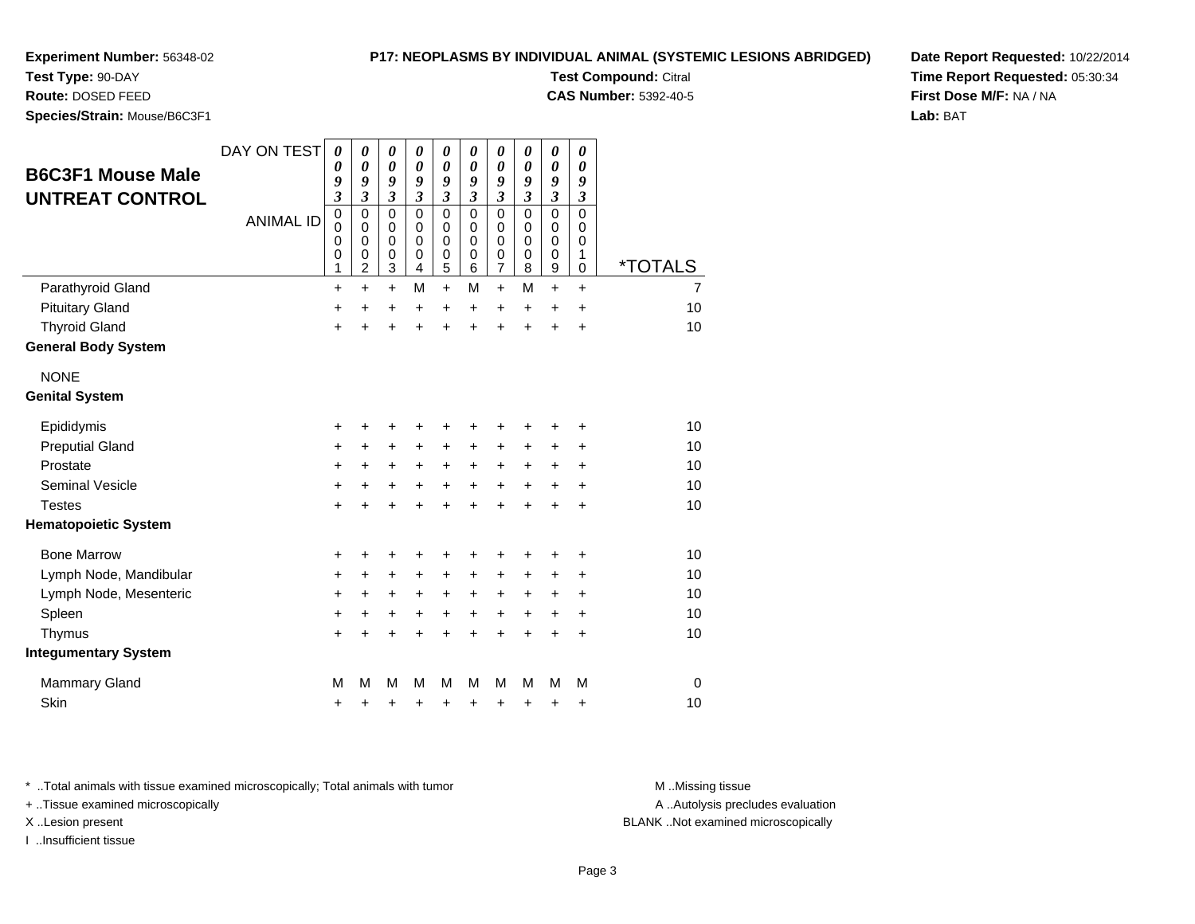**Experiment Number:** 56348-02
**Test Type:** 90-DAY
**Route:** DOSED FEED
**Species/Strain:** Mouse/B6C3F1

**P17: NEOPLASMS BY INDIVIDUAL ANIMAL (SYSTEMIC LESIONS ABRIDGED)**
**Test Compound:** Citral
**CAS Number:** 5392-40-5

**Date Report Requested:** 10/22/2014
**Time Report Requested:** 05:30:34
**First Dose M/F:** NA / NA
**Lab:** BAT

## B6C3F1 Mouse Male UNTREAT CONTROL

| DAY ON TEST | 0093 | 0093 | 0093 | 0093 | 0093 | 0093 | 0093 | 0093 | 0093 | 0093 | |
|---|---|---|---|---|---|---|---|---|---|---|---|
| ANIMAL ID | 00001 | 00002 | 00003 | 00004 | 00005 | 00006 | 00007 | 00008 | 00009 | 00010 | *TOTALS |
| Parathyroid Gland | + | + | + | M | + | M | + | M | + | + | 7 |
| Pituitary Gland | + | + | + | + | + | + | + | + | + | + | 10 |
| Thyroid Gland | + | + | + | + | + | + | + | + | + | + | 10 |
| **General Body System** | | | | | | | | | | | |
| NONE | | | | | | | | | | | |
| **Genital System** | | | | | | | | | | | |
| Epididymis | + | + | + | + | + | + | + | + | + | + | 10 |
| Preputial Gland | + | + | + | + | + | + | + | + | + | + | 10 |
| Prostate | + | + | + | + | + | + | + | + | + | + | 10 |
| Seminal Vesicle | + | + | + | + | + | + | + | + | + | + | 10 |
| Testes | + | + | + | + | + | + | + | + | + | + | 10 |
| **Hematopoietic System** | | | | | | | | | | | |
| Bone Marrow | + | + | + | + | + | + | + | + | + | + | 10 |
| Lymph Node, Mandibular | + | + | + | + | + | + | + | + | + | + | 10 |
| Lymph Node, Mesenteric | + | + | + | + | + | + | + | + | + | + | 10 |
| Spleen | + | + | + | + | + | + | + | + | + | + | 10 |
| Thymus | + | + | + | + | + | + | + | + | + | + | 10 |
| **Integumentary System** | | | | | | | | | | | |
| Mammary Gland | M | M | M | M | M | M | M | M | M | M | 0 |
| Skin | + | + | + | + | + | + | + | + | + | + | 10 |

* ..Total animals with tissue examined microscopically; Total animals with tumor
+ ..Tissue examined microscopically
X ..Lesion present
I ..Insufficient tissue

M ..Missing tissue
A ..Autolysis precludes evaluation
BLANK ..Not examined microscopically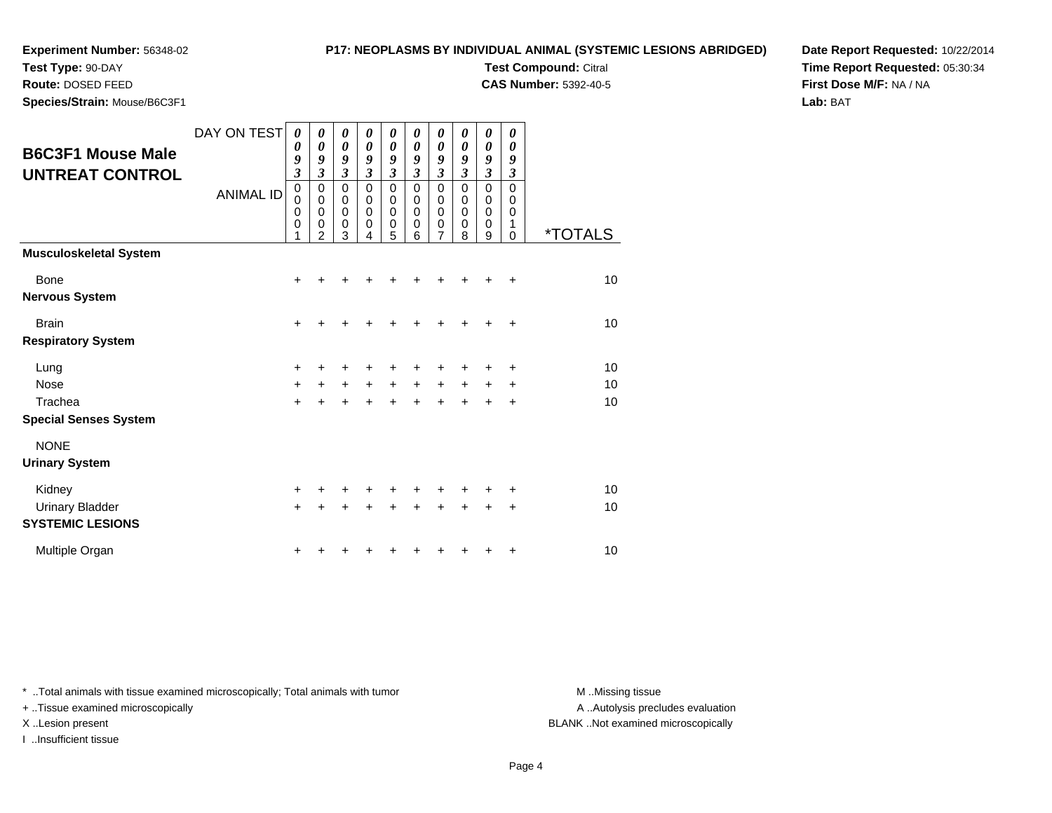**Experiment Number:** 56348-02
**Test Type:** 90-DAY
**Route:** DOSED FEED
**Species/Strain:** Mouse/B6C3F1

**P17: NEOPLASMS BY INDIVIDUAL ANIMAL (SYSTEMIC LESIONS ABRIDGED)**
**Test Compound:** Citral
**CAS Number:** 5392-40-5

**Date Report Requested:** 10/22/2014
**Time Report Requested:** 05:30:34
**First Dose M/F:** NA / NA
**Lab:** BAT

## B6C3F1 Mouse Male UNTREAT CONTROL

| DAY ON TEST | 0093 | 0093 | 0093 | 0093 | 0093 | 0093 | 0093 | 0093 | 0093 | 0093 | |
|---|---|---|---|---|---|---|---|---|---|---|---|
| ANIMAL ID | 00001 | 00002 | 00003 | 00004 | 00005 | 00006 | 00007 | 00008 | 00009 | 00010 | *TOTALS |
| **Musculoskeletal System** | | | | | | | | | | | |
| Bone | + | + | + | + | + | + | + | + | + | + | 10 |
| **Nervous System** | | | | | | | | | | | |
| Brain | + | + | + | + | + | + | + | + | + | + | 10 |
| **Respiratory System** | | | | | | | | | | | |
| Lung | + | + | + | + | + | + | + | + | + | + | 10 |
| Nose | + | + | + | + | + | + | + | + | + | + | 10 |
| Trachea | + | + | + | + | + | + | + | + | + | + | 10 |
| **Special Senses System** | | | | | | | | | | | |
| NONE | | | | | | | | | | | |
| **Urinary System** | | | | | | | | | | | |
| Kidney | + | + | + | + | + | + | + | + | + | + | 10 |
| Urinary Bladder | + | + | + | + | + | + | + | + | + | + | 10 |
| **SYSTEMIC LESIONS** | | | | | | | | | | | |
| Multiple Organ | + | + | + | + | + | + | + | + | + | + | 10 |

* ..Total animals with tissue examined microscopically; Total animals with tumor
+ ..Tissue examined microscopically
X ..Lesion present
I ..Insufficient tissue

M ..Missing tissue
A ..Autolysis precludes evaluation
BLANK ..Not examined microscopically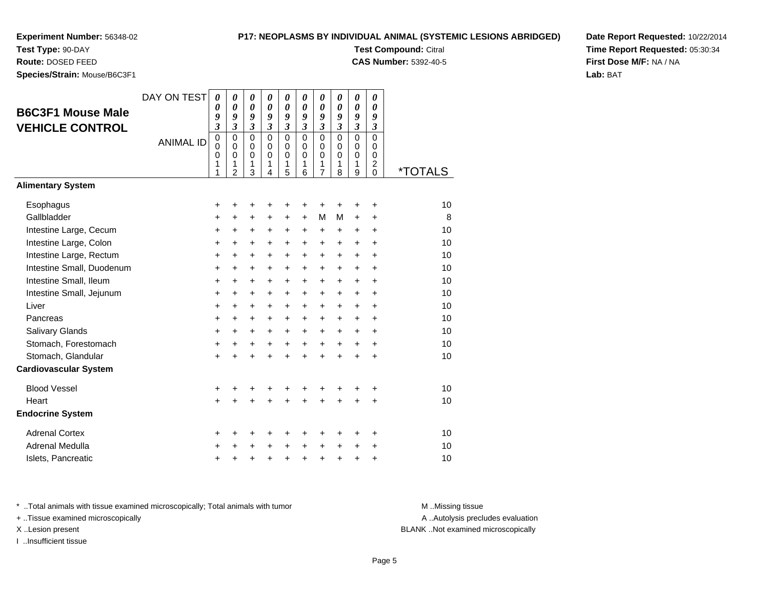**Experiment Number:** 56348-02
**Test Type:** 90-DAY
**Route:** DOSED FEED
**Species/Strain:** Mouse/B6C3F1

**P17: NEOPLASMS BY INDIVIDUAL ANIMAL (SYSTEMIC LESIONS ABRIDGED)**
**Test Compound:** Citral
**CAS Number:** 5392-40-5

**Date Report Requested:** 10/22/2014
**Time Report Requested:** 05:30:34
**First Dose M/F:** NA / NA
**Lab:** BAT

## B6C3F1 Mouse Male VEHICLE CONTROL

| DAY ON TEST | 0093 | 0093 | 0093 | 0093 | 0093 | 0093 | 0093 | 0093 | 0093 | 0093 | |
|---|---|---|---|---|---|---|---|---|---|---|---|
| ANIMAL ID | 00011 | 00012 | 00013 | 00014 | 00015 | 00016 | 00017 | 00018 | 00019 | 00020 | *TOTALS |
| **Alimentary System** | | | | | | | | | | | |
| Esophagus | + | + | + | + | + | + | + | + | + | + | 10 |
| Gallbladder | + | + | + | + | + | + | M | M | + | + | 8 |
| Intestine Large, Cecum | + | + | + | + | + | + | + | + | + | + | 10 |
| Intestine Large, Colon | + | + | + | + | + | + | + | + | + | + | 10 |
| Intestine Large, Rectum | + | + | + | + | + | + | + | + | + | + | 10 |
| Intestine Small, Duodenum | + | + | + | + | + | + | + | + | + | + | 10 |
| Intestine Small, Ileum | + | + | + | + | + | + | + | + | + | + | 10 |
| Intestine Small, Jejunum | + | + | + | + | + | + | + | + | + | + | 10 |
| Liver | + | + | + | + | + | + | + | + | + | + | 10 |
| Pancreas | + | + | + | + | + | + | + | + | + | + | 10 |
| Salivary Glands | + | + | + | + | + | + | + | + | + | + | 10 |
| Stomach, Forestomach | + | + | + | + | + | + | + | + | + | + | 10 |
| Stomach, Glandular | + | + | + | + | + | + | + | + | + | + | 10 |
| **Cardiovascular System** | | | | | | | | | | | |
| Blood Vessel | + | + | + | + | + | + | + | + | + | + | 10 |
| Heart | + | + | + | + | + | + | + | + | + | + | 10 |
| **Endocrine System** | | | | | | | | | | | |
| Adrenal Cortex | + | + | + | + | + | + | + | + | + | + | 10 |
| Adrenal Medulla | + | + | + | + | + | + | + | + | + | + | 10 |
| Islets, Pancreatic | + | + | + | + | + | + | + | + | + | + | 10 |

* ..Total animals with tissue examined microscopically; Total animals with tumor
+ ..Tissue examined microscopically
X ..Lesion present
I ..Insufficient tissue

M ..Missing tissue
A ..Autolysis precludes evaluation
BLANK ..Not examined microscopically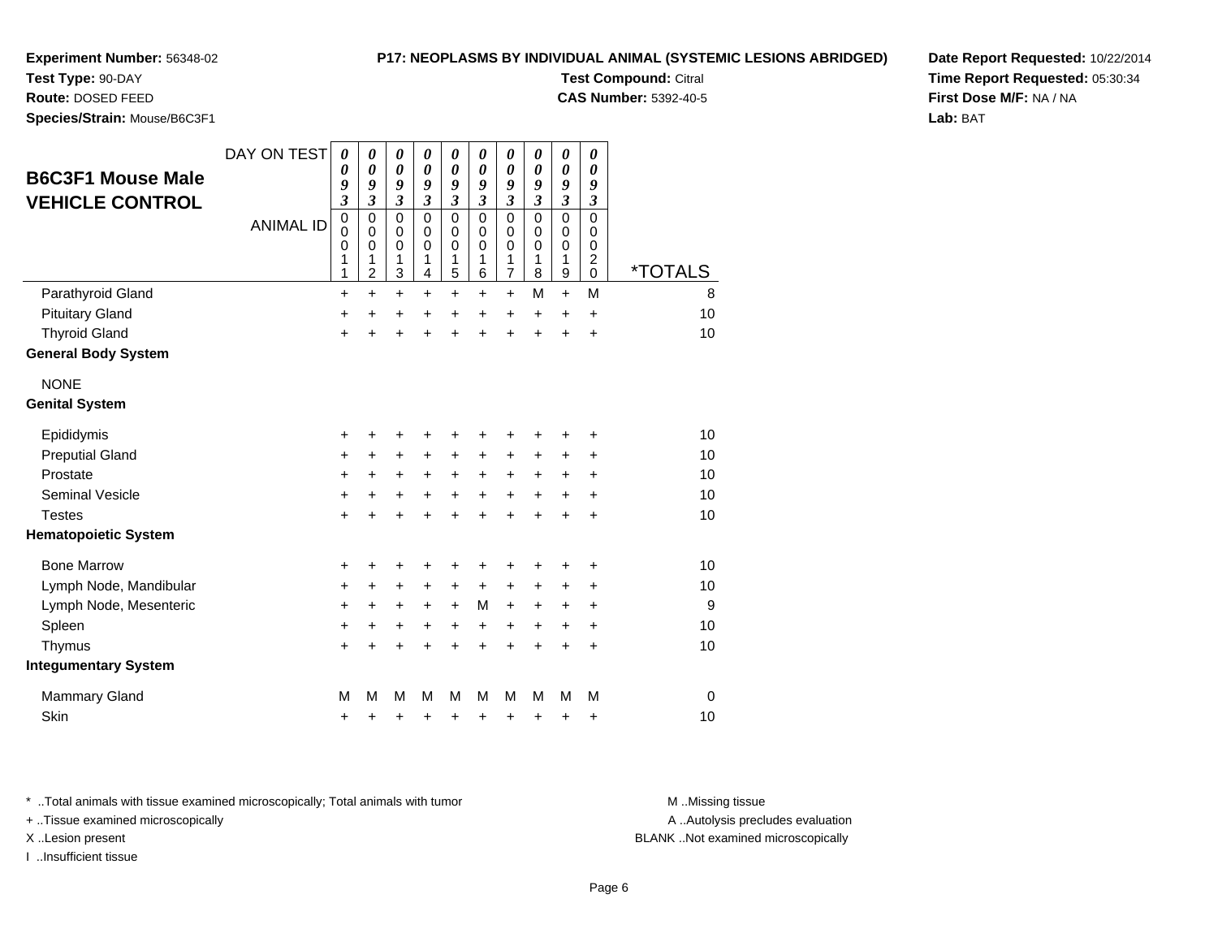**Experiment Number:** 56348-02
**Test Type:** 90-DAY
**Route:** DOSED FEED
**Species/Strain:** Mouse/B6C3F1

**P17: NEOPLASMS BY INDIVIDUAL ANIMAL (SYSTEMIC LESIONS ABRIDGED)**
**Test Compound:** Citral
**CAS Number:** 5392-40-5

**Date Report Requested:** 10/22/2014
**Time Report Requested:** 05:30:34
**First Dose M/F:** NA / NA
**Lab:** BAT

## B6C3F1 Mouse Male VEHICLE CONTROL

| DAY ON TEST | 0093 | 0093 | 0093 | 0093 | 0093 | 0093 | 0093 | 0093 | 0093 | 0093 | |
|---|---|---|---|---|---|---|---|---|---|---|---|
| ANIMAL ID | 00011 | 00012 | 00013 | 00014 | 00015 | 00016 | 00017 | 00018 | 00019 | 00020 | *TOTALS |
| Parathyroid Gland | + | + | + | + | + | + | + | M | + | M | 8 |
| Pituitary Gland | + | + | + | + | + | + | + | + | + | + | 10 |
| Thyroid Gland | + | + | + | + | + | + | + | + | + | + | 10 |
| **General Body System** | | | | | | | | | | | |
| NONE | | | | | | | | | | | |
| **Genital System** | | | | | | | | | | | |
| Epididymis | + | + | + | + | + | + | + | + | + | + | 10 |
| Preputial Gland | + | + | + | + | + | + | + | + | + | + | 10 |
| Prostate | + | + | + | + | + | + | + | + | + | + | 10 |
| Seminal Vesicle | + | + | + | + | + | + | + | + | + | + | 10 |
| Testes | + | + | + | + | + | + | + | + | + | + | 10 |
| **Hematopoietic System** | | | | | | | | | | | |
| Bone Marrow | + | + | + | + | + | + | + | + | + | + | 10 |
| Lymph Node, Mandibular | + | + | + | + | + | + | + | + | + | + | 10 |
| Lymph Node, Mesenteric | + | + | + | + | + | M | + | + | + | + | 9 |
| Spleen | + | + | + | + | + | + | + | + | + | + | 10 |
| Thymus | + | + | + | + | + | + | + | + | + | + | 10 |
| **Integumentary System** | | | | | | | | | | | |
| Mammary Gland | M | M | M | M | M | M | M | M | M | M | 0 |
| Skin | + | + | + | + | + | + | + | + | + | + | 10 |

* ..Total animals with tissue examined microscopically; Total animals with tumor
+ ..Tissue examined microscopically
X ..Lesion present
I ..Insufficient tissue

M ..Missing tissue
A ..Autolysis precludes evaluation
BLANK ..Not examined microscopically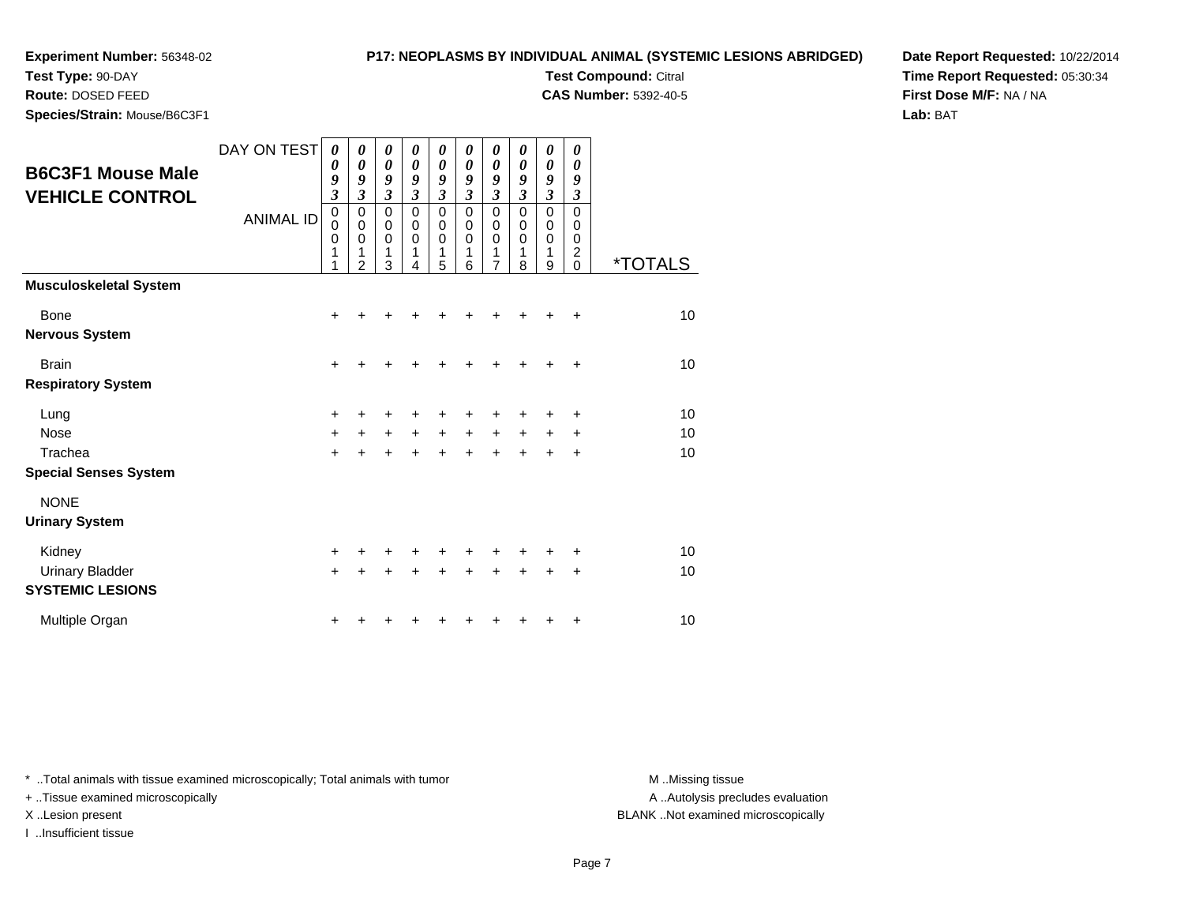**Experiment Number:** 56348-02
**Test Type:** 90-DAY
**Route:** DOSED FEED
**Species/Strain:** Mouse/B6C3F1

**P17: NEOPLASMS BY INDIVIDUAL ANIMAL (SYSTEMIC LESIONS ABRIDGED)**
**Test Compound:** Citral
**CAS Number:** 5392-40-5

**Date Report Requested:** 10/22/2014
**Time Report Requested:** 05:30:34
**First Dose M/F:** NA / NA
**Lab:** BAT

## B6C3F1 Mouse Male VEHICLE CONTROL

| DAY ON TEST | 0093 | 0093 | 0093 | 0093 | 0093 | 0093 | 0093 | 0093 | 0093 | 0093 | |
|---|---|---|---|---|---|---|---|---|---|---|---|
| ANIMAL ID | 00011 | 00012 | 00013 | 00014 | 00015 | 00016 | 00017 | 00018 | 00019 | 00020 | *TOTALS |
| **Musculoskeletal System** | | | | | | | | | | | |
| Bone | + | + | + | + | + | + | + | + | + | + | 10 |
| **Nervous System** | | | | | | | | | | | |
| Brain | + | + | + | + | + | + | + | + | + | + | 10 |
| **Respiratory System** | | | | | | | | | | | |
| Lung | + | + | + | + | + | + | + | + | + | + | 10 |
| Nose | + | + | + | + | + | + | + | + | + | + | 10 |
| Trachea | + | + | + | + | + | + | + | + | + | + | 10 |
| **Special Senses System** | | | | | | | | | | | |
| NONE | | | | | | | | | | | |
| **Urinary System** | | | | | | | | | | | |
| Kidney | + | + | + | + | + | + | + | + | + | + | 10 |
| Urinary Bladder | + | + | + | + | + | + | + | + | + | + | 10 |
| **SYSTEMIC LESIONS** | | | | | | | | | | | |
| Multiple Organ | + | + | + | + | + | + | + | + | + | + | 10 |

* ..Total animals with tissue examined microscopically; Total animals with tumor
+ ..Tissue examined microscopically
X ..Lesion present
I ..Insufficient tissue

M ..Missing tissue
A ..Autolysis precludes evaluation
BLANK ..Not examined microscopically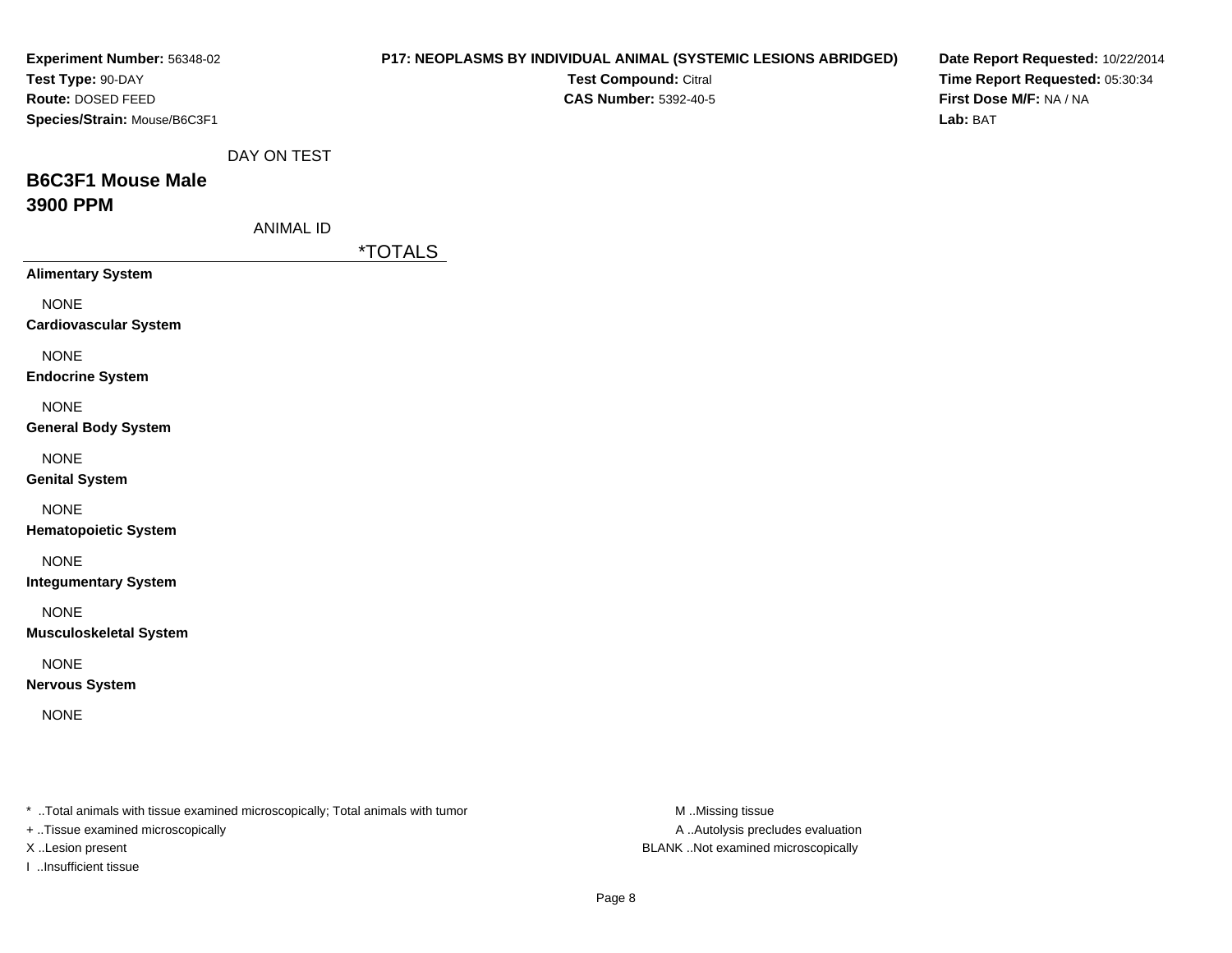**Experiment Number:** 56348-02
**Test Type:** 90-DAY
**Route:** DOSED FEED
**Species/Strain:** Mouse/B6C3F1

**P17: NEOPLASMS BY INDIVIDUAL ANIMAL (SYSTEMIC LESIONS ABRIDGED)**
**Test Compound:** Citral
**CAS Number:** 5392-40-5

**Date Report Requested:** 10/22/2014
**Time Report Requested:** 05:30:34
**First Dose M/F:** NA / NA
**Lab:** BAT

DAY ON TEST

## B6C3F1 Mouse Male
## 3900 PPM

ANIMAL ID

| | *TOTALS |
|---|---|
| **Alimentary System** | |
| NONE | |
| **Cardiovascular System** | |
| NONE | |
| **Endocrine System** | |
| NONE | |
| **General Body System** | |
| NONE | |
| **Genital System** | |
| NONE | |
| **Hematopoietic System** | |
| NONE | |
| **Integumentary System** | |
| NONE | |
| **Musculoskeletal System** | |
| NONE | |
| **Nervous System** | |
| NONE | |

* ..Total animals with tissue examined microscopically; Total animals with tumor
+ ..Tissue examined microscopically
X ..Lesion present
I ..Insufficient tissue

M ..Missing tissue
A ..Autolysis precludes evaluation
BLANK ..Not examined microscopically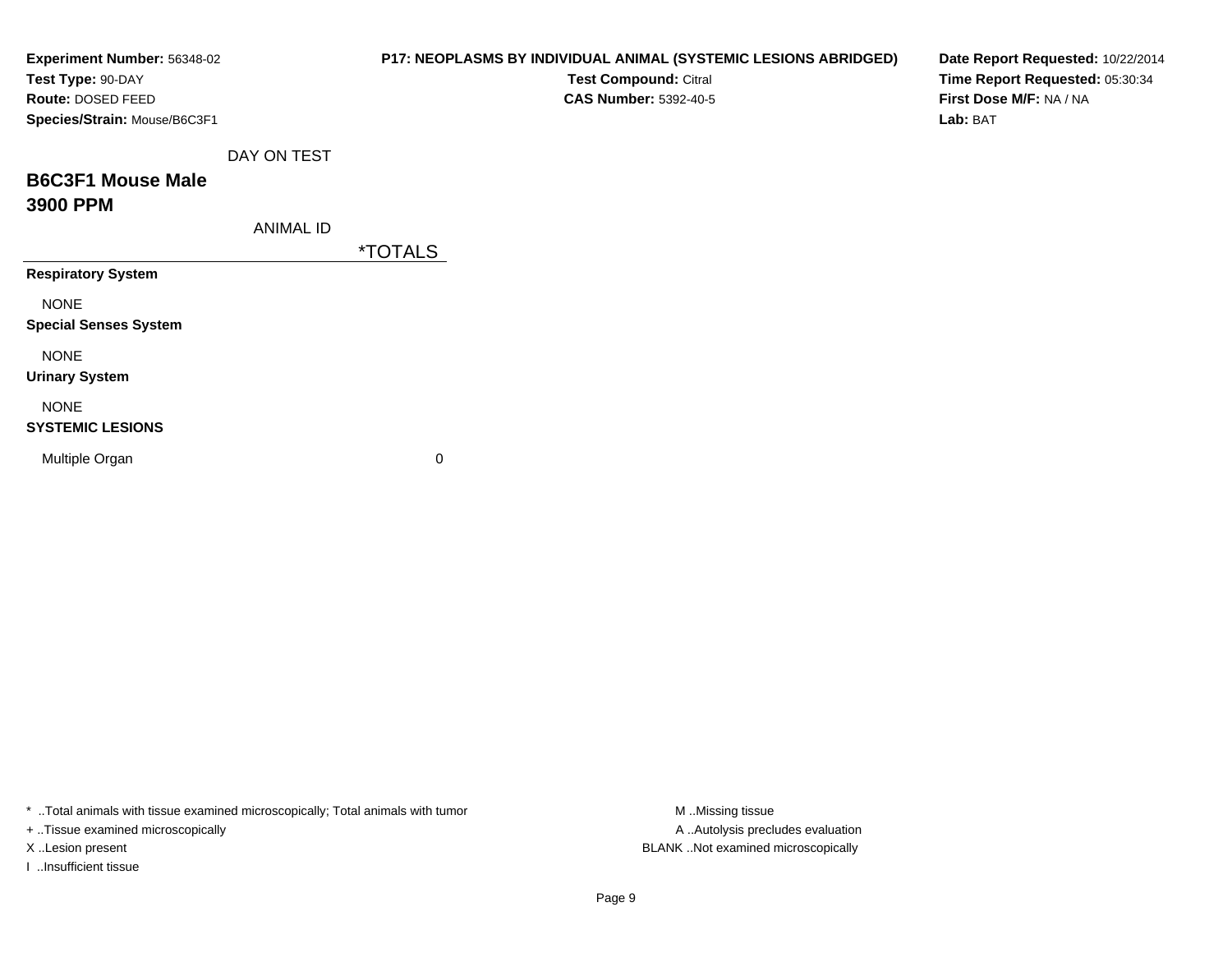**Experiment Number:** 56348-02
**Test Type:** 90-DAY
**Route:** DOSED FEED
**Species/Strain:** Mouse/B6C3F1

**P17: NEOPLASMS BY INDIVIDUAL ANIMAL (SYSTEMIC LESIONS ABRIDGED)**
**Test Compound:** Citral
**CAS Number:** 5392-40-5

**Date Report Requested:** 10/22/2014
**Time Report Requested:** 05:30:34
**First Dose M/F:** NA / NA
**Lab:** BAT

DAY ON TEST

## B6C3F1 Mouse Male
## 3900 PPM

ANIMAL ID

| | *TOTALS |
|---|---|
| **Respiratory System** | |
| NONE | |
| **Special Senses System** | |
| NONE | |
| **Urinary System** | |
| NONE | |
| **SYSTEMIC LESIONS** | |
| Multiple Organ | 0 |

* ..Total animals with tissue examined microscopically; Total animals with tumor
+ ..Tissue examined microscopically
X ..Lesion present
I ..Insufficient tissue

M ..Missing tissue
A ..Autolysis precludes evaluation
BLANK ..Not examined microscopically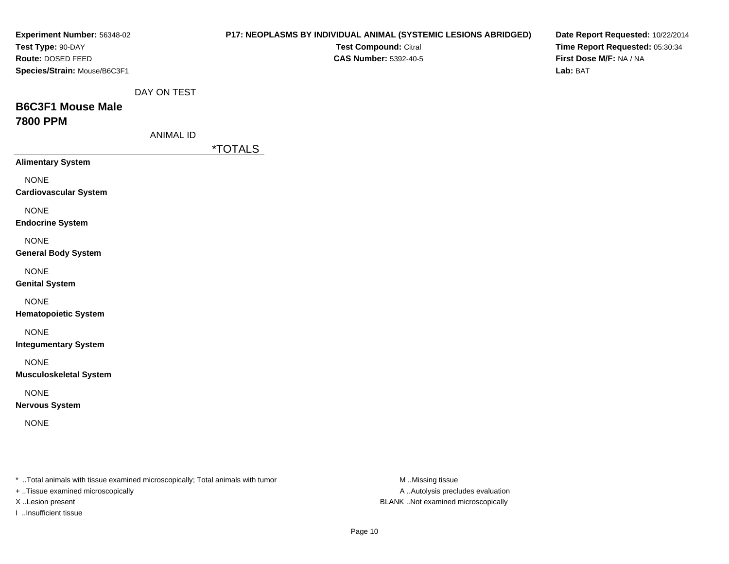**Experiment Number:** 56348-02
**Test Type:** 90-DAY
**Route:** DOSED FEED
**Species/Strain:** Mouse/B6C3F1

**P17: NEOPLASMS BY INDIVIDUAL ANIMAL (SYSTEMIC LESIONS ABRIDGED)**
**Test Compound:** Citral
**CAS Number:** 5392-40-5

**Date Report Requested:** 10/22/2014
**Time Report Requested:** 05:30:34
**First Dose M/F:** NA / NA
**Lab:** BAT

DAY ON TEST

## B6C3F1 Mouse Male
## 7800 PPM

ANIMAL ID

| | *TOTALS |
|---|---|
| **Alimentary System** | |
| NONE | |
| **Cardiovascular System** | |
| NONE | |
| **Endocrine System** | |
| NONE | |
| **General Body System** | |
| NONE | |
| **Genital System** | |
| NONE | |
| **Hematopoietic System** | |
| NONE | |
| **Integumentary System** | |
| NONE | |
| **Musculoskeletal System** | |
| NONE | |
| **Nervous System** | |
| NONE | |

* ..Total animals with tissue examined microscopically; Total animals with tumor
+ ..Tissue examined microscopically
X ..Lesion present
I ..Insufficient tissue

M ..Missing tissue
A ..Autolysis precludes evaluation
BLANK ..Not examined microscopically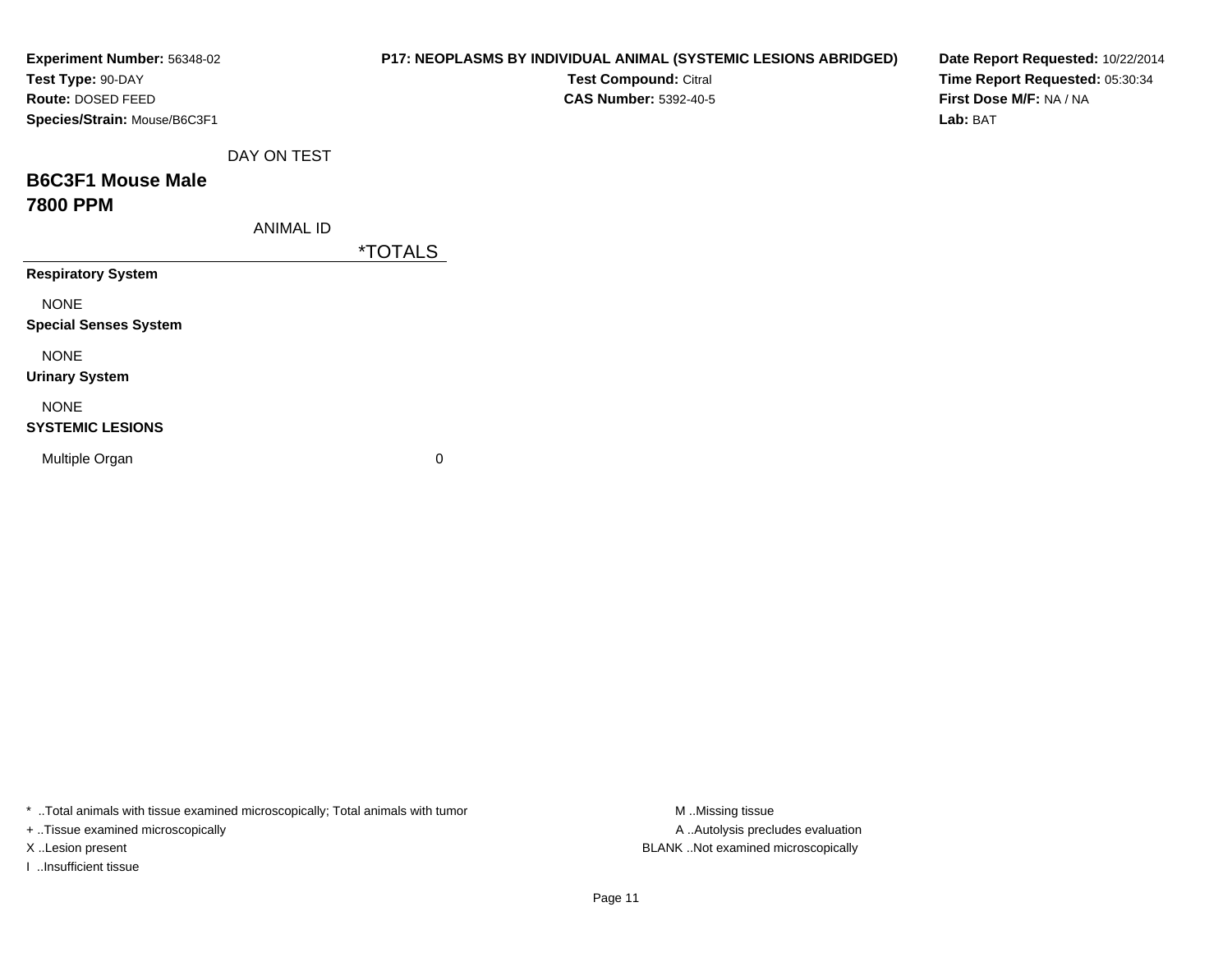**Experiment Number:** 56348-02
**Test Type:** 90-DAY
**Route:** DOSED FEED
**Species/Strain:** Mouse/B6C3F1

**P17: NEOPLASMS BY INDIVIDUAL ANIMAL (SYSTEMIC LESIONS ABRIDGED)**
**Test Compound:** Citral
**CAS Number:** 5392-40-5

**Date Report Requested:** 10/22/2014
**Time Report Requested:** 05:30:34
**First Dose M/F:** NA / NA
**Lab:** BAT

## B6C3F1 Mouse Male
## 7800 PPM

| DAY ON TEST / ANIMAL ID | *TOTALS |
|---|---|
| **Respiratory System** | |
| NONE | |
| **Special Senses System** | |
| NONE | |
| **Urinary System** | |
| NONE | |
| **SYSTEMIC LESIONS** | |
| Multiple Organ | 0 |

* ..Total animals with tissue examined microscopically; Total animals with tumor
+ ..Tissue examined microscopically
X ..Lesion present
I ..Insufficient tissue

M ..Missing tissue
A ..Autolysis precludes evaluation
BLANK ..Not examined microscopically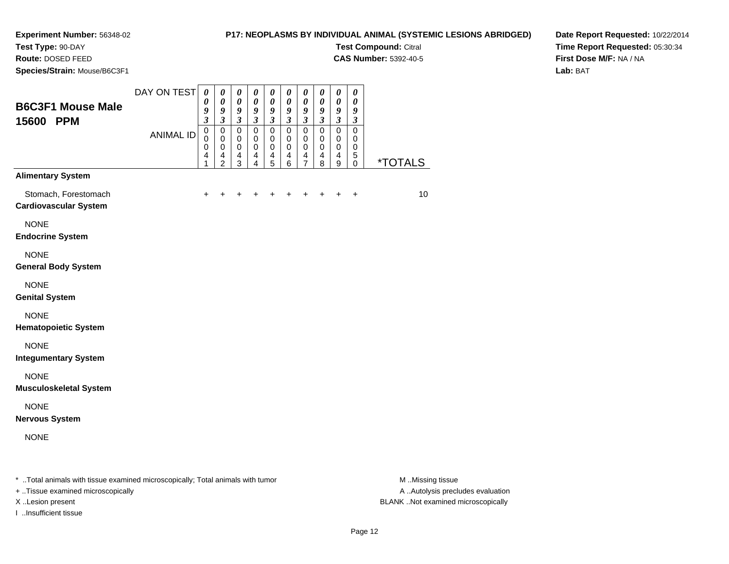**Experiment Number:** 56348-02
**Test Type:** 90-DAY
**Route:** DOSED FEED
**Species/Strain:** Mouse/B6C3F1

**P17: NEOPLASMS BY INDIVIDUAL ANIMAL (SYSTEMIC LESIONS ABRIDGED)**
**Test Compound:** Citral
**CAS Number:** 5392-40-5

**Date Report Requested:** 10/22/2014
**Time Report Requested:** 05:30:34
**First Dose M/F:** NA / NA
**Lab:** BAT

## B6C3F1 Mouse Male 15600 PPM

| DAY ON TEST | 0093 | 0093 | 0093 | 0093 | 0093 | 0093 | 0093 | 0093 | 0093 | 0093 | |
|---|---|---|---|---|---|---|---|---|---|---|---|
| ANIMAL ID | 00041 | 00042 | 00043 | 00044 | 00045 | 00046 | 00047 | 00048 | 00049 | 00050 | *TOTALS |
| **Alimentary System** | | | | | | | | | | | |
| Stomach, Forestomach | + | + | + | + | + | + | + | + | + | + | 10 |
| **Cardiovascular System** | | | | | | | | | | | |
| NONE | | | | | | | | | | | |
| **Endocrine System** | | | | | | | | | | | |
| NONE | | | | | | | | | | | |
| **General Body System** | | | | | | | | | | | |
| NONE | | | | | | | | | | | |
| **Genital System** | | | | | | | | | | | |
| NONE | | | | | | | | | | | |
| **Hematopoietic System** | | | | | | | | | | | |
| NONE | | | | | | | | | | | |
| **Integumentary System** | | | | | | | | | | | |
| NONE | | | | | | | | | | | |
| **Musculoskeletal System** | | | | | | | | | | | |
| NONE | | | | | | | | | | | |
| **Nervous System** | | | | | | | | | | | |
| NONE | | | | | | | | | | | |

* ..Total animals with tissue examined microscopically; Total animals with tumor
+ ..Tissue examined microscopically
X ..Lesion present
I ..Insufficient tissue

M ..Missing tissue
A ..Autolysis precludes evaluation
BLANK ..Not examined microscopically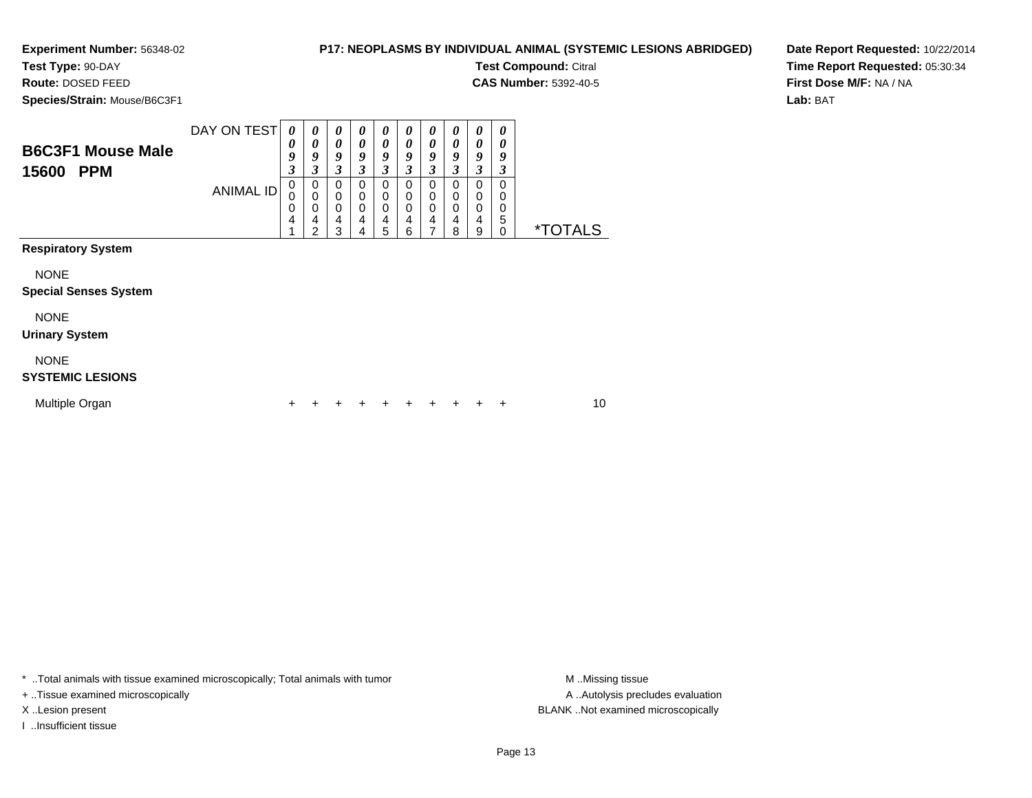**Experiment Number:** 56348-02
**Test Type:** 90-DAY
**Route:** DOSED FEED
**Species/Strain:** Mouse/B6C3F1

**P17: NEOPLASMS BY INDIVIDUAL ANIMAL (SYSTEMIC LESIONS ABRIDGED)**
**Test Compound:** Citral
**CAS Number:** 5392-40-5

**Date Report Requested:** 10/22/2014
**Time Report Requested:** 05:30:34
**First Dose M/F:** NA / NA
**Lab:** BAT

## B6C3F1 Mouse Male 15600 PPM

| DAY ON TEST | 0093 | 0093 | 0093 | 0093 | 0093 | 0093 | 0093 | 0093 | 0093 | 0093 | |
|---|---|---|---|---|---|---|---|---|---|---|---|
| ANIMAL ID | 00041 | 00042 | 00043 | 00044 | 00045 | 00046 | 00047 | 00048 | 00049 | 00050 | *TOTALS |
| **Respiratory System** | | | | | | | | | | | |
| NONE | | | | | | | | | | | |
| **Special Senses System** | | | | | | | | | | | |
| NONE | | | | | | | | | | | |
| **Urinary System** | | | | | | | | | | | |
| NONE | | | | | | | | | | | |
| **SYSTEMIC LESIONS** | | | | | | | | | | | |
| Multiple Organ | + | + | + | + | + | + | + | + | + | + | 10 |

* ..Total animals with tissue examined microscopically; Total animals with tumor
+ ..Tissue examined microscopically
X ..Lesion present
I ..Insufficient tissue

M ..Missing tissue
A ..Autolysis precludes evaluation
BLANK ..Not examined microscopically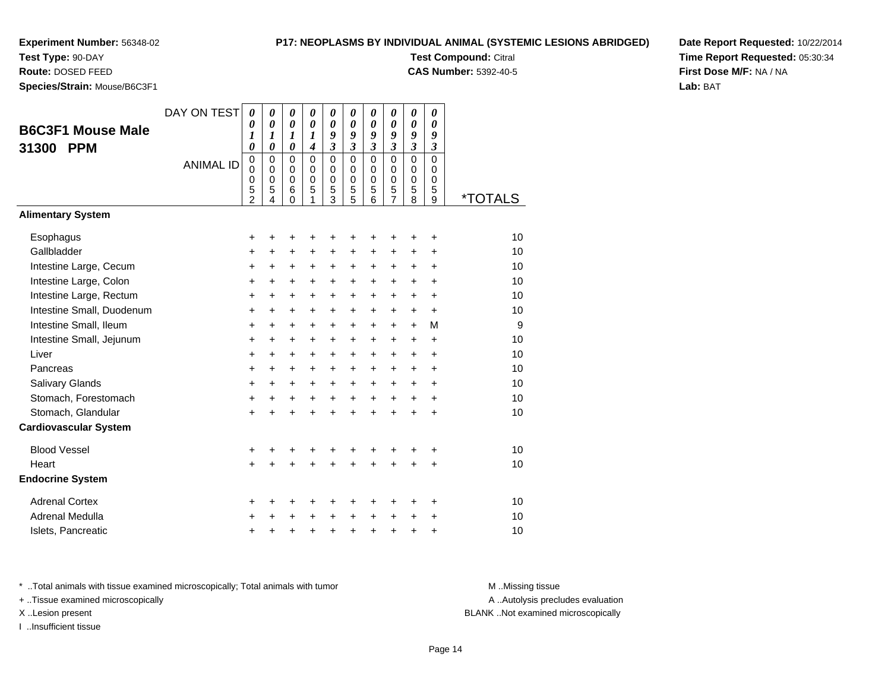**Experiment Number:** 56348-02
**Test Type:** 90-DAY
**Route:** DOSED FEED
**Species/Strain:** Mouse/B6C3F1

**P17: NEOPLASMS BY INDIVIDUAL ANIMAL (SYSTEMIC LESIONS ABRIDGED)**
**Test Compound:** Citral
**CAS Number:** 5392-40-5

**Date Report Requested:** 10/22/2014
**Time Report Requested:** 05:30:34
**First Dose M/F:** NA / NA
**Lab:** BAT

## B6C3F1 Mouse Male 31300 PPM

| DAY ON TEST | 0010 | 0010 | 0010 | 0014 | 0093 | 0093 | 0093 | 0093 | 0093 | 0093 | |
|---|---|---|---|---|---|---|---|---|---|---|---|
| ANIMAL ID | 00052 | 00054 | 00060 | 00051 | 00053 | 00055 | 00056 | 00057 | 00058 | 00059 | *TOTALS |
| **Alimentary System** | | | | | | | | | | | |
| Esophagus | + | + | + | + | + | + | + | + | + | + | 10 |
| Gallbladder | + | + | + | + | + | + | + | + | + | + | 10 |
| Intestine Large, Cecum | + | + | + | + | + | + | + | + | + | + | 10 |
| Intestine Large, Colon | + | + | + | + | + | + | + | + | + | + | 10 |
| Intestine Large, Rectum | + | + | + | + | + | + | + | + | + | + | 10 |
| Intestine Small, Duodenum | + | + | + | + | + | + | + | + | + | + | 10 |
| Intestine Small, Ileum | + | + | + | + | + | + | + | + | + | M | 9 |
| Intestine Small, Jejunum | + | + | + | + | + | + | + | + | + | + | 10 |
| Liver | + | + | + | + | + | + | + | + | + | + | 10 |
| Pancreas | + | + | + | + | + | + | + | + | + | + | 10 |
| Salivary Glands | + | + | + | + | + | + | + | + | + | + | 10 |
| Stomach, Forestomach | + | + | + | + | + | + | + | + | + | + | 10 |
| Stomach, Glandular | + | + | + | + | + | + | + | + | + | + | 10 |
| **Cardiovascular System** | | | | | | | | | | | |
| Blood Vessel | + | + | + | + | + | + | + | + | + | + | 10 |
| Heart | + | + | + | + | + | + | + | + | + | + | 10 |
| **Endocrine System** | | | | | | | | | | | |
| Adrenal Cortex | + | + | + | + | + | + | + | + | + | + | 10 |
| Adrenal Medulla | + | + | + | + | + | + | + | + | + | + | 10 |
| Islets, Pancreatic | + | + | + | + | + | + | + | + | + | + | 10 |

* ..Total animals with tissue examined microscopically; Total animals with tumor
+ ..Tissue examined microscopically
X ..Lesion present
I ..Insufficient tissue

M ..Missing tissue
A ..Autolysis precludes evaluation
BLANK ..Not examined microscopically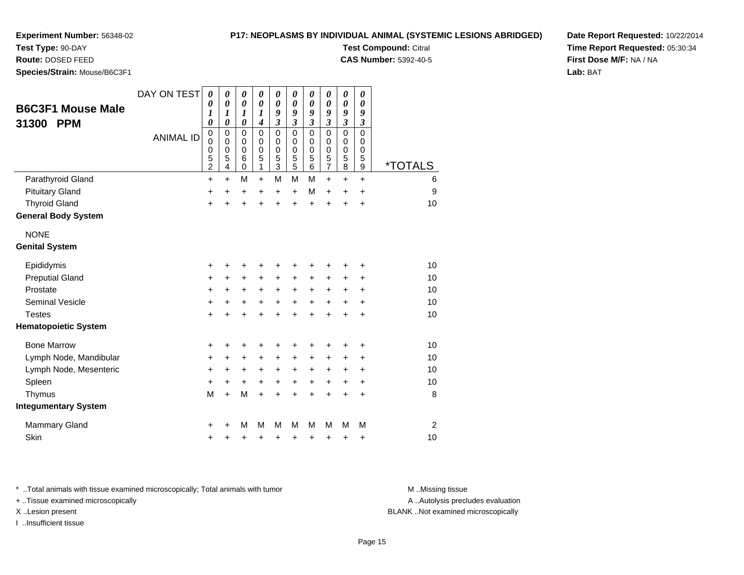**Experiment Number:** 56348-02
**Test Type:** 90-DAY
**Route:** DOSED FEED
**Species/Strain:** Mouse/B6C3F1

**P17: NEOPLASMS BY INDIVIDUAL ANIMAL (SYSTEMIC LESIONS ABRIDGED)**
**Test Compound:** Citral
**CAS Number:** 5392-40-5

**Date Report Requested:** 10/22/2014
**Time Report Requested:** 05:30:34
**First Dose M/F:** NA / NA
**Lab:** BAT

## B6C3F1 Mouse Male 31300 PPM

| DAY ON TEST | 0010 | 0010 | 0010 | 0014 | 0093 | 0093 | 0093 | 0093 | 0093 | 0093 | |
|---|---|---|---|---|---|---|---|---|---|---|---|
| ANIMAL ID | 00052 | 00054 | 00060 | 00051 | 00053 | 00055 | 00056 | 00057 | 00058 | 00059 | *TOTALS |
| Parathyroid Gland | + | + | M | + | M | M | M | + | + | + | 6 |
| Pituitary Gland | + | + | + | + | + | + | M | + | + | + | 9 |
| Thyroid Gland | + | + | + | + | + | + | + | + | + | + | 10 |
| **General Body System** | | | | | | | | | | | |
| NONE | | | | | | | | | | | |
| **Genital System** | | | | | | | | | | | |
| Epididymis | + | + | + | + | + | + | + | + | + | + | 10 |
| Preputial Gland | + | + | + | + | + | + | + | + | + | + | 10 |
| Prostate | + | + | + | + | + | + | + | + | + | + | 10 |
| Seminal Vesicle | + | + | + | + | + | + | + | + | + | + | 10 |
| Testes | + | + | + | + | + | + | + | + | + | + | 10 |
| **Hematopoietic System** | | | | | | | | | | | |
| Bone Marrow | + | + | + | + | + | + | + | + | + | + | 10 |
| Lymph Node, Mandibular | + | + | + | + | + | + | + | + | + | + | 10 |
| Lymph Node, Mesenteric | + | + | + | + | + | + | + | + | + | + | 10 |
| Spleen | + | + | + | + | + | + | + | + | + | + | 10 |
| Thymus | M | + | M | + | + | + | + | + | + | + | 8 |
| **Integumentary System** | | | | | | | | | | | |
| Mammary Gland | + | + | M | M | M | M | M | M | M | M | 2 |
| Skin | + | + | + | + | + | + | + | + | + | + | 10 |

* ..Total animals with tissue examined microscopically; Total animals with tumor
+ ..Tissue examined microscopically
X ..Lesion present
I ..Insufficient tissue

M ..Missing tissue
A ..Autolysis precludes evaluation
BLANK ..Not examined microscopically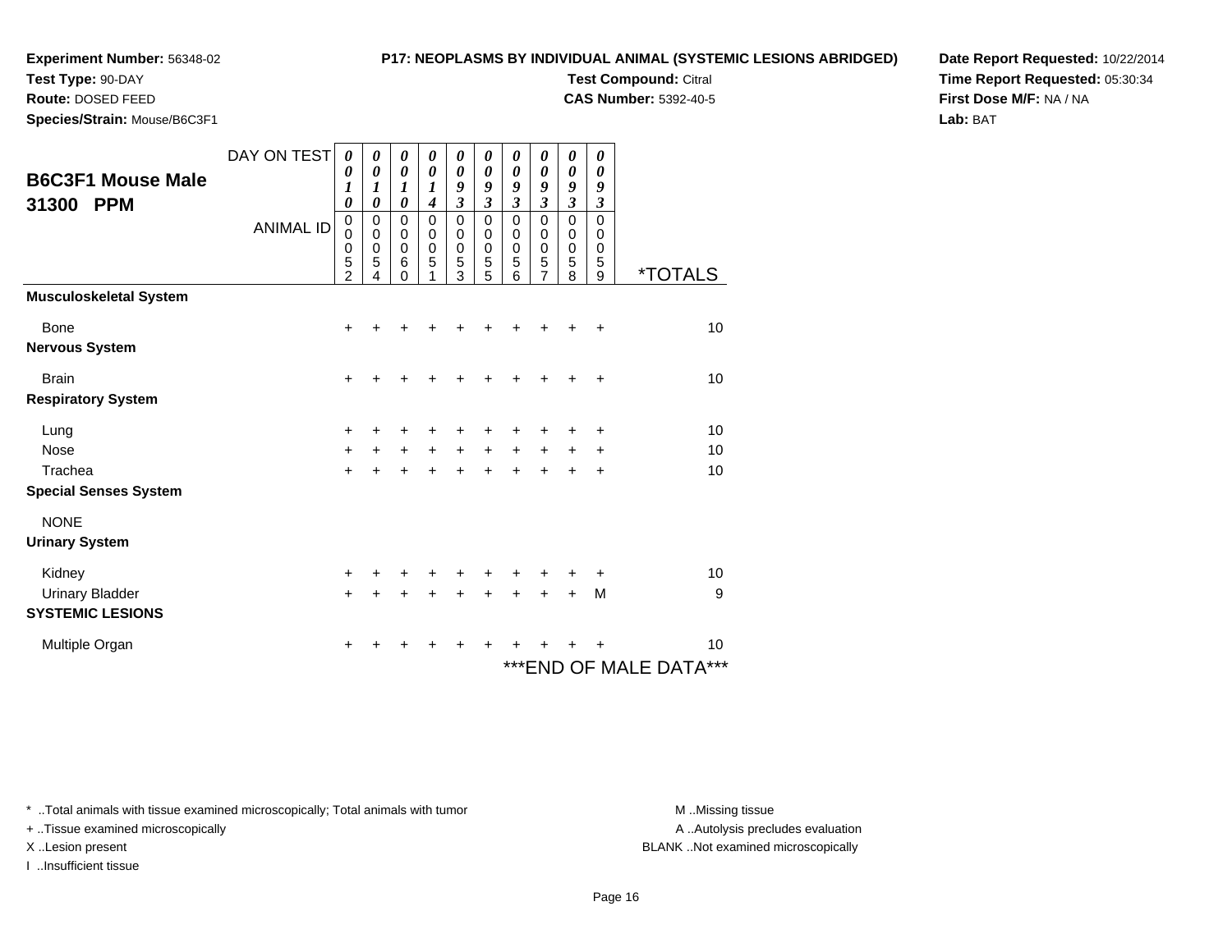**Experiment Number:** 56348-02
**Test Type:** 90-DAY
**Route:** DOSED FEED
**Species/Strain:** Mouse/B6C3F1

**P17: NEOPLASMS BY INDIVIDUAL ANIMAL (SYSTEMIC LESIONS ABRIDGED)**
**Test Compound:** Citral
**CAS Number:** 5392-40-5

**Date Report Requested:** 10/22/2014
**Time Report Requested:** 05:30:34
**First Dose M/F:** NA / NA
**Lab:** BAT

## B6C3F1 Mouse Male 31300 PPM

| DAY ON TEST | 0010 | 0010 | 0010 | 0014 | 0093 | 0093 | 0093 | 0093 | 0093 | 0093 | |
|---|---|---|---|---|---|---|---|---|---|---|---|
| ANIMAL ID | 00052 | 00054 | 00060 | 00051 | 00053 | 00055 | 00056 | 00057 | 00058 | 00059 | *TOTALS |
| **Musculoskeletal System** | | | | | | | | | | | |
| Bone | + | + | + | + | + | + | + | + | + | + | 10 |
| **Nervous System** | | | | | | | | | | | |
| Brain | + | + | + | + | + | + | + | + | + | + | 10 |
| **Respiratory System** | | | | | | | | | | | |
| Lung | + | + | + | + | + | + | + | + | + | + | 10 |
| Nose | + | + | + | + | + | + | + | + | + | + | 10 |
| Trachea | + | + | + | + | + | + | + | + | + | + | 10 |
| **Special Senses System** | | | | | | | | | | | |
| NONE | | | | | | | | | | | |
| **Urinary System** | | | | | | | | | | | |
| Kidney | + | + | + | + | + | + | + | + | + | + | 10 |
| Urinary Bladder | + | + | + | + | + | + | + | + | + | M | 9 |
| **SYSTEMIC LESIONS** | | | | | | | | | | | |
| Multiple Organ | + | + | + | + | + | + | + | + | + | + | 10 |

***END OF MALE DATA***

\* ..Total animals with tissue examined microscopically; Total animals with tumor
\+ ..Tissue examined microscopically
X ..Lesion present
I ..Insufficient tissue

M ..Missing tissue
A ..Autolysis precludes evaluation
BLANK ..Not examined microscopically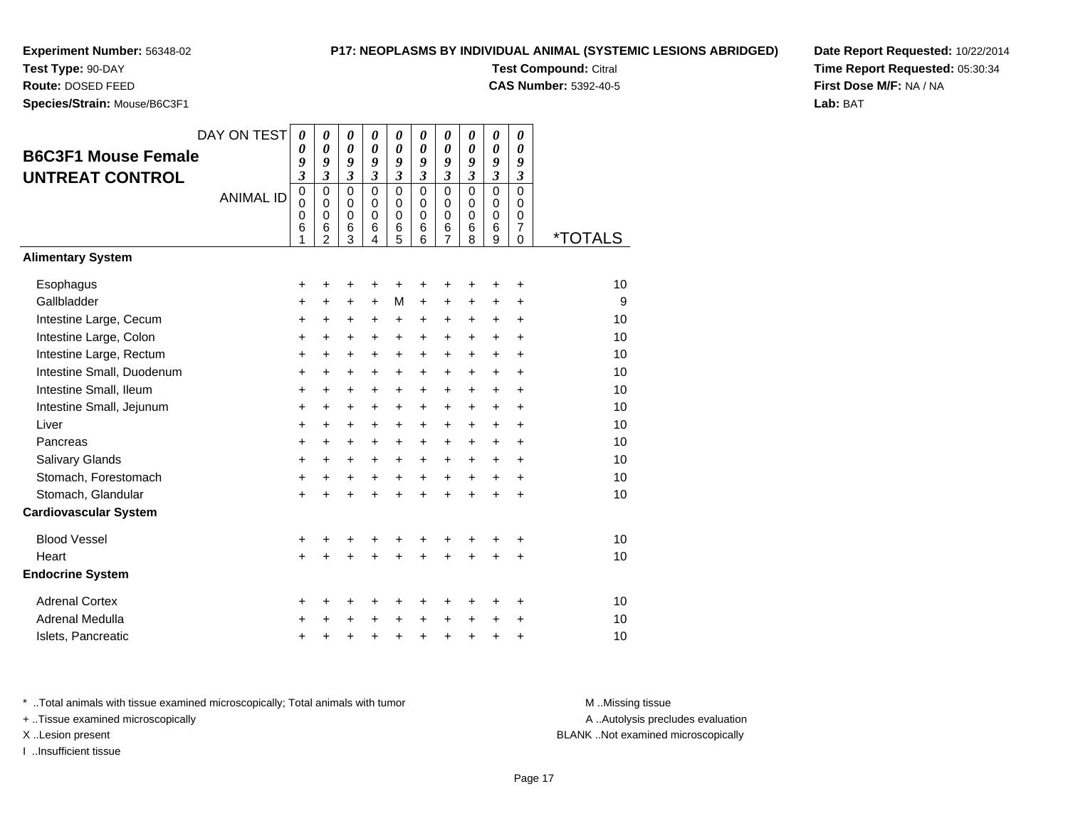**Experiment Number:** 56348-02
**Test Type:** 90-DAY
**Route:** DOSED FEED
**Species/Strain:** Mouse/B6C3F1

**P17: NEOPLASMS BY INDIVIDUAL ANIMAL (SYSTEMIC LESIONS ABRIDGED)**
**Test Compound:** Citral
**CAS Number:** 5392-40-5

**Date Report Requested:** 10/22/2014
**Time Report Requested:** 05:30:34
**First Dose M/F:** NA / NA
**Lab:** BAT

## B6C3F1 Mouse Female UNTREAT CONTROL

| DAY ON TEST | 0093 | 0093 | 0093 | 0093 | 0093 | 0093 | 0093 | 0093 | 0093 | 0093 | |
|---|---|---|---|---|---|---|---|---|---|---|---|
| ANIMAL ID | 00061 | 00062 | 00063 | 00064 | 00065 | 00066 | 00067 | 00068 | 00069 | 00070 | *TOTALS |
| **Alimentary System** | | | | | | | | | | | |
| Esophagus | + | + | + | + | + | + | + | + | + | + | 10 |
| Gallbladder | + | + | + | + | M | + | + | + | + | + | 9 |
| Intestine Large, Cecum | + | + | + | + | + | + | + | + | + | + | 10 |
| Intestine Large, Colon | + | + | + | + | + | + | + | + | + | + | 10 |
| Intestine Large, Rectum | + | + | + | + | + | + | + | + | + | + | 10 |
| Intestine Small, Duodenum | + | + | + | + | + | + | + | + | + | + | 10 |
| Intestine Small, Ileum | + | + | + | + | + | + | + | + | + | + | 10 |
| Intestine Small, Jejunum | + | + | + | + | + | + | + | + | + | + | 10 |
| Liver | + | + | + | + | + | + | + | + | + | + | 10 |
| Pancreas | + | + | + | + | + | + | + | + | + | + | 10 |
| Salivary Glands | + | + | + | + | + | + | + | + | + | + | 10 |
| Stomach, Forestomach | + | + | + | + | + | + | + | + | + | + | 10 |
| Stomach, Glandular | + | + | + | + | + | + | + | + | + | + | 10 |
| **Cardiovascular System** | | | | | | | | | | | |
| Blood Vessel | + | + | + | + | + | + | + | + | + | + | 10 |
| Heart | + | + | + | + | + | + | + | + | + | + | 10 |
| **Endocrine System** | | | | | | | | | | | |
| Adrenal Cortex | + | + | + | + | + | + | + | + | + | + | 10 |
| Adrenal Medulla | + | + | + | + | + | + | + | + | + | + | 10 |
| Islets, Pancreatic | + | + | + | + | + | + | + | + | + | + | 10 |

* ..Total animals with tissue examined microscopically; Total animals with tumor
+ ..Tissue examined microscopically
X ..Lesion present
I ..Insufficient tissue

M ..Missing tissue
A ..Autolysis precludes evaluation
BLANK ..Not examined microscopically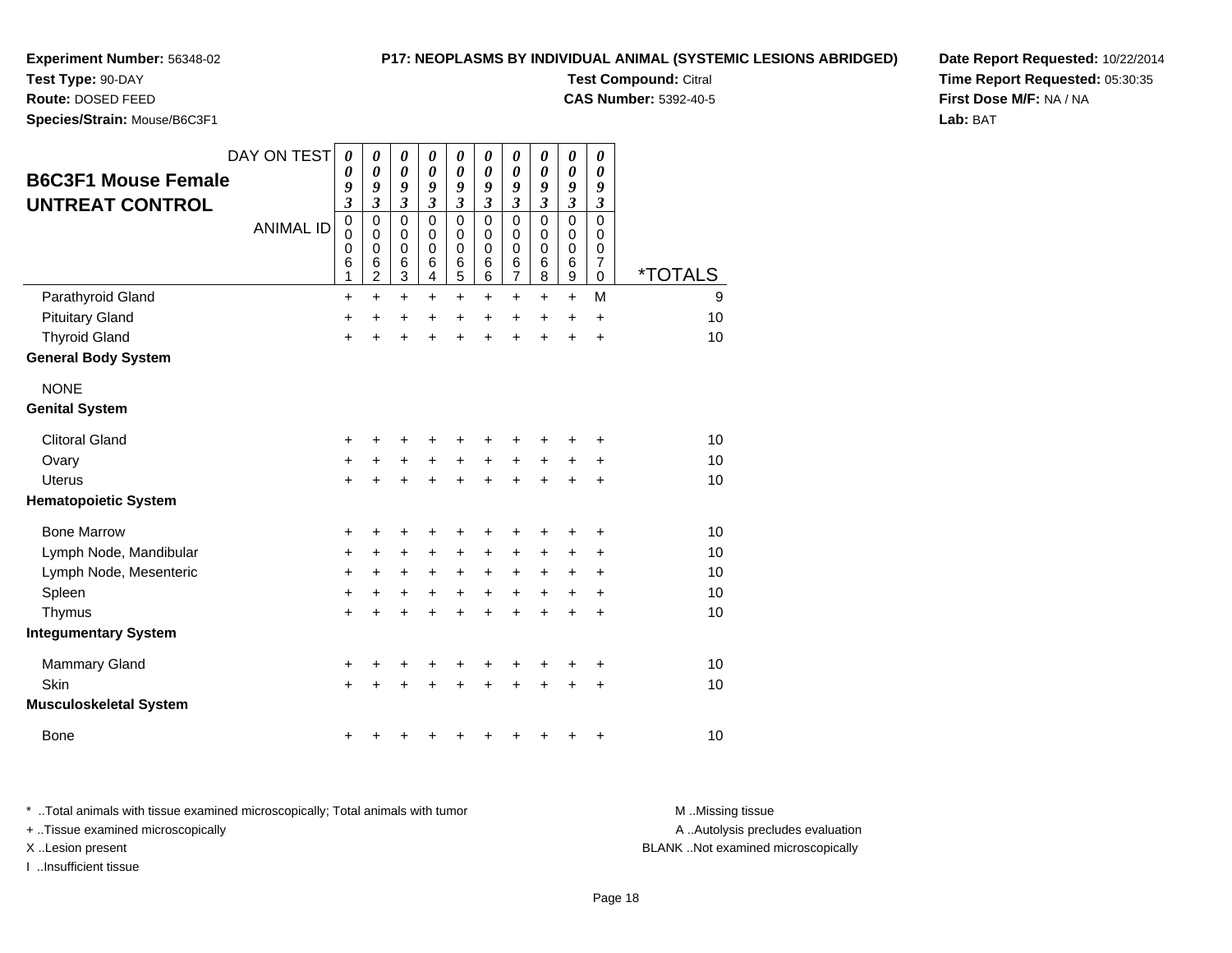**Experiment Number:** 56348-02
**Test Type:** 90-DAY
**Route:** DOSED FEED
**Species/Strain:** Mouse/B6C3F1

**P17: NEOPLASMS BY INDIVIDUAL ANIMAL (SYSTEMIC LESIONS ABRIDGED)**
**Test Compound:** Citral
**CAS Number:** 5392-40-5

**Date Report Requested:** 10/22/2014
**Time Report Requested:** 05:30:35
**First Dose M/F:** NA / NA
**Lab:** BAT

## B6C3F1 Mouse Female UNTREAT CONTROL

| DAY ON TEST | 0093 | 0093 | 0093 | 0093 | 0093 | 0093 | 0093 | 0093 | 0093 | 0093 | |
|---|---|---|---|---|---|---|---|---|---|---|---|
| ANIMAL ID | 00061 | 00062 | 00063 | 00064 | 00065 | 00066 | 00067 | 00068 | 00069 | 00070 | *TOTALS |
| Parathyroid Gland | + | + | + | + | + | + | + | + | + | M | 9 |
| Pituitary Gland | + | + | + | + | + | + | + | + | + | + | 10 |
| Thyroid Gland | + | + | + | + | + | + | + | + | + | + | 10 |
| **General Body System** | | | | | | | | | | | |
| NONE | | | | | | | | | | | |
| **Genital System** | | | | | | | | | | | |
| Clitoral Gland | + | + | + | + | + | + | + | + | + | + | 10 |
| Ovary | + | + | + | + | + | + | + | + | + | + | 10 |
| Uterus | + | + | + | + | + | + | + | + | + | + | 10 |
| **Hematopoietic System** | | | | | | | | | | | |
| Bone Marrow | + | + | + | + | + | + | + | + | + | + | 10 |
| Lymph Node, Mandibular | + | + | + | + | + | + | + | + | + | + | 10 |
| Lymph Node, Mesenteric | + | + | + | + | + | + | + | + | + | + | 10 |
| Spleen | + | + | + | + | + | + | + | + | + | + | 10 |
| Thymus | + | + | + | + | + | + | + | + | + | + | 10 |
| **Integumentary System** | | | | | | | | | | | |
| Mammary Gland | + | + | + | + | + | + | + | + | + | + | 10 |
| Skin | + | + | + | + | + | + | + | + | + | + | 10 |
| **Musculoskeletal System** | | | | | | | | | | | |
| Bone | + | + | + | + | + | + | + | + | + | + | 10 |

* ..Total animals with tissue examined microscopically; Total animals with tumor
+ ..Tissue examined microscopically
X ..Lesion present
I ..Insufficient tissue

M ..Missing tissue
A ..Autolysis precludes evaluation
BLANK ..Not examined microscopically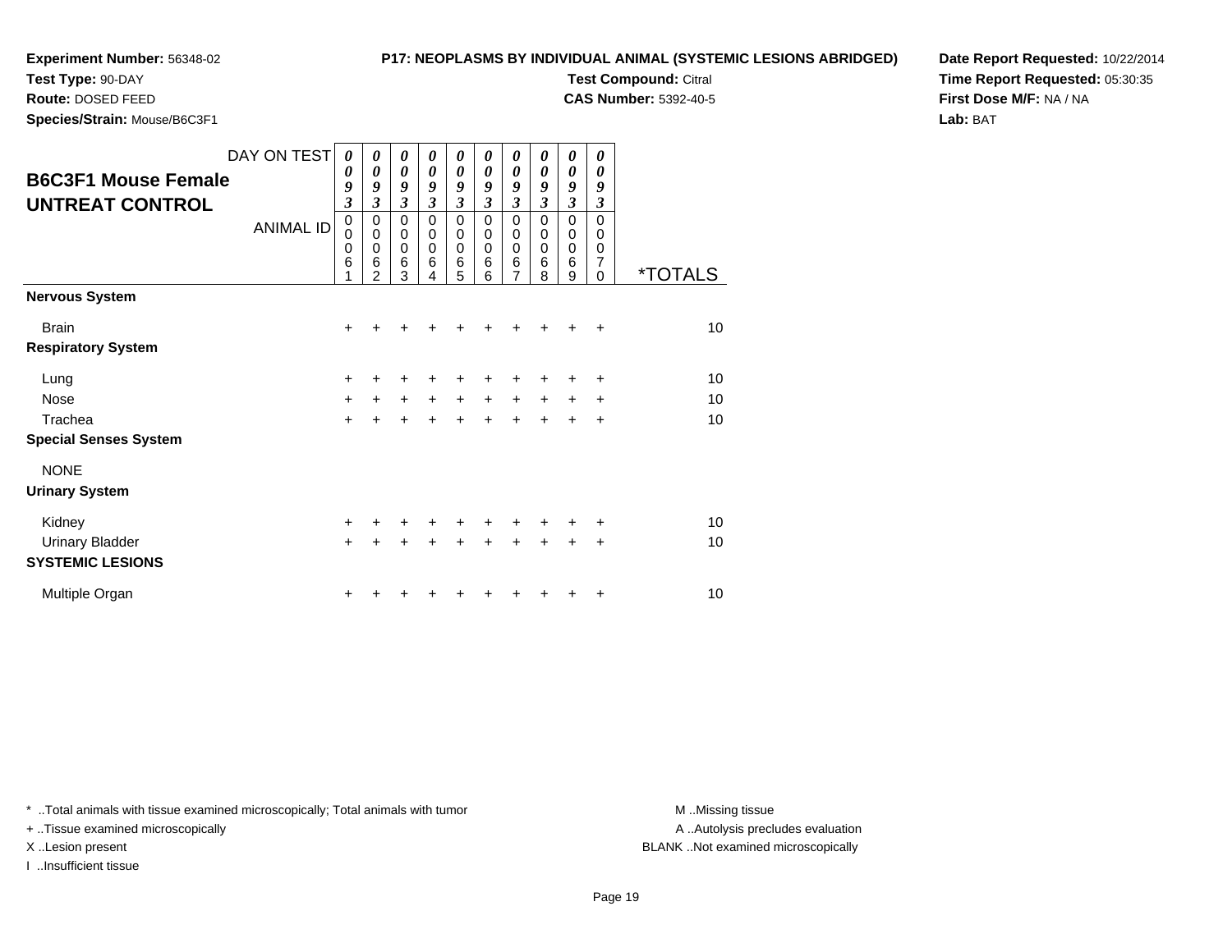**Experiment Number:** 56348-02
**Test Type:** 90-DAY
**Route:** DOSED FEED
**Species/Strain:** Mouse/B6C3F1

**P17: NEOPLASMS BY INDIVIDUAL ANIMAL (SYSTEMIC LESIONS ABRIDGED)**
**Test Compound:** Citral
**CAS Number:** 5392-40-5

**Date Report Requested:** 10/22/2014
**Time Report Requested:** 05:30:35
**First Dose M/F:** NA / NA
**Lab:** BAT

## B6C3F1 Mouse Female UNTREAT CONTROL

| DAY ON TEST | 0093 | 0093 | 0093 | 0093 | 0093 | 0093 | 0093 | 0093 | 0093 | 0093 | |
|---|---|---|---|---|---|---|---|---|---|---|---|
| ANIMAL ID | 00061 | 00062 | 00063 | 00064 | 00065 | 00066 | 00067 | 00068 | 00069 | 00070 | *TOTALS |
| **Nervous System** | | | | | | | | | | | |
| Brain | + | + | + | + | + | + | + | + | + | + | 10 |
| **Respiratory System** | | | | | | | | | | | |
| Lung | + | + | + | + | + | + | + | + | + | + | 10 |
| Nose | + | + | + | + | + | + | + | + | + | + | 10 |
| Trachea | + | + | + | + | + | + | + | + | + | + | 10 |
| **Special Senses System** | | | | | | | | | | | |
| NONE | | | | | | | | | | | |
| **Urinary System** | | | | | | | | | | | |
| Kidney | + | + | + | + | + | + | + | + | + | + | 10 |
| Urinary Bladder | + | + | + | + | + | + | + | + | + | + | 10 |
| **SYSTEMIC LESIONS** | | | | | | | | | | | |
| Multiple Organ | + | + | + | + | + | + | + | + | + | + | 10 |

* ..Total animals with tissue examined microscopically; Total animals with tumor
+ ..Tissue examined microscopically
X ..Lesion present
I ..Insufficient tissue

M ..Missing tissue
A ..Autolysis precludes evaluation
BLANK ..Not examined microscopically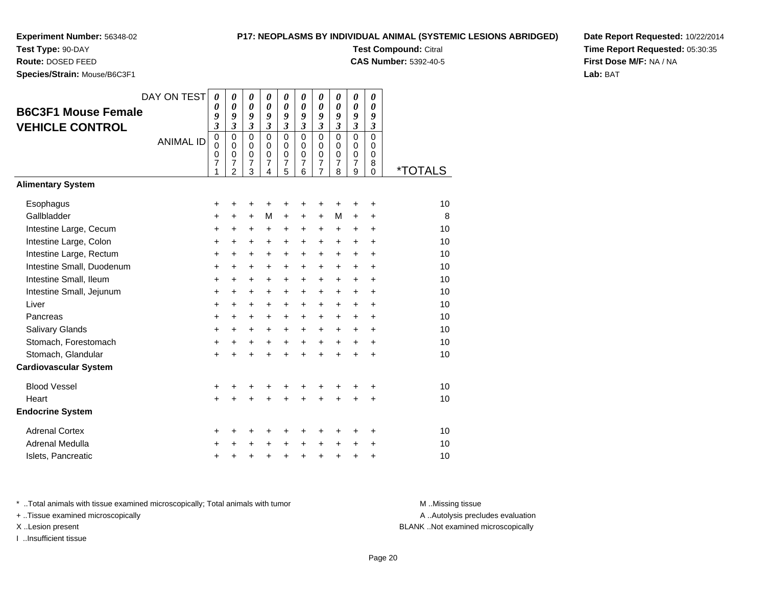**Experiment Number:** 56348-02
**Test Type:** 90-DAY
**Route:** DOSED FEED
**Species/Strain:** Mouse/B6C3F1

**P17: NEOPLASMS BY INDIVIDUAL ANIMAL (SYSTEMIC LESIONS ABRIDGED)**
**Test Compound:** Citral
**CAS Number:** 5392-40-5

**Date Report Requested:** 10/22/2014
**Time Report Requested:** 05:30:35
**First Dose M/F:** NA / NA
**Lab:** BAT

## B6C3F1 Mouse Female VEHICLE CONTROL

| DAY ON TEST | 0093 | 0093 | 0093 | 0093 | 0093 | 0093 | 0093 | 0093 | 0093 | 0093 | |
|---|---|---|---|---|---|---|---|---|---|---|---|
| ANIMAL ID | 00071 | 00072 | 00073 | 00074 | 00075 | 00076 | 00077 | 00078 | 00079 | 00080 | *TOTALS |
| **Alimentary System** | | | | | | | | | | | |
| Esophagus | + | + | + | + | + | + | + | + | + | + | 10 |
| Gallbladder | + | + | + | M | + | + | + | M | + | + | 8 |
| Intestine Large, Cecum | + | + | + | + | + | + | + | + | + | + | 10 |
| Intestine Large, Colon | + | + | + | + | + | + | + | + | + | + | 10 |
| Intestine Large, Rectum | + | + | + | + | + | + | + | + | + | + | 10 |
| Intestine Small, Duodenum | + | + | + | + | + | + | + | + | + | + | 10 |
| Intestine Small, Ileum | + | + | + | + | + | + | + | + | + | + | 10 |
| Intestine Small, Jejunum | + | + | + | + | + | + | + | + | + | + | 10 |
| Liver | + | + | + | + | + | + | + | + | + | + | 10 |
| Pancreas | + | + | + | + | + | + | + | + | + | + | 10 |
| Salivary Glands | + | + | + | + | + | + | + | + | + | + | 10 |
| Stomach, Forestomach | + | + | + | + | + | + | + | + | + | + | 10 |
| Stomach, Glandular | + | + | + | + | + | + | + | + | + | + | 10 |
| **Cardiovascular System** | | | | | | | | | | | |
| Blood Vessel | + | + | + | + | + | + | + | + | + | + | 10 |
| Heart | + | + | + | + | + | + | + | + | + | + | 10 |
| **Endocrine System** | | | | | | | | | | | |
| Adrenal Cortex | + | + | + | + | + | + | + | + | + | + | 10 |
| Adrenal Medulla | + | + | + | + | + | + | + | + | + | + | 10 |
| Islets, Pancreatic | + | + | + | + | + | + | + | + | + | + | 10 |

* ..Total animals with tissue examined microscopically; Total animals with tumor
+ ..Tissue examined microscopically
X ..Lesion present
I ..Insufficient tissue

M ..Missing tissue
A ..Autolysis precludes evaluation
BLANK ..Not examined microscopically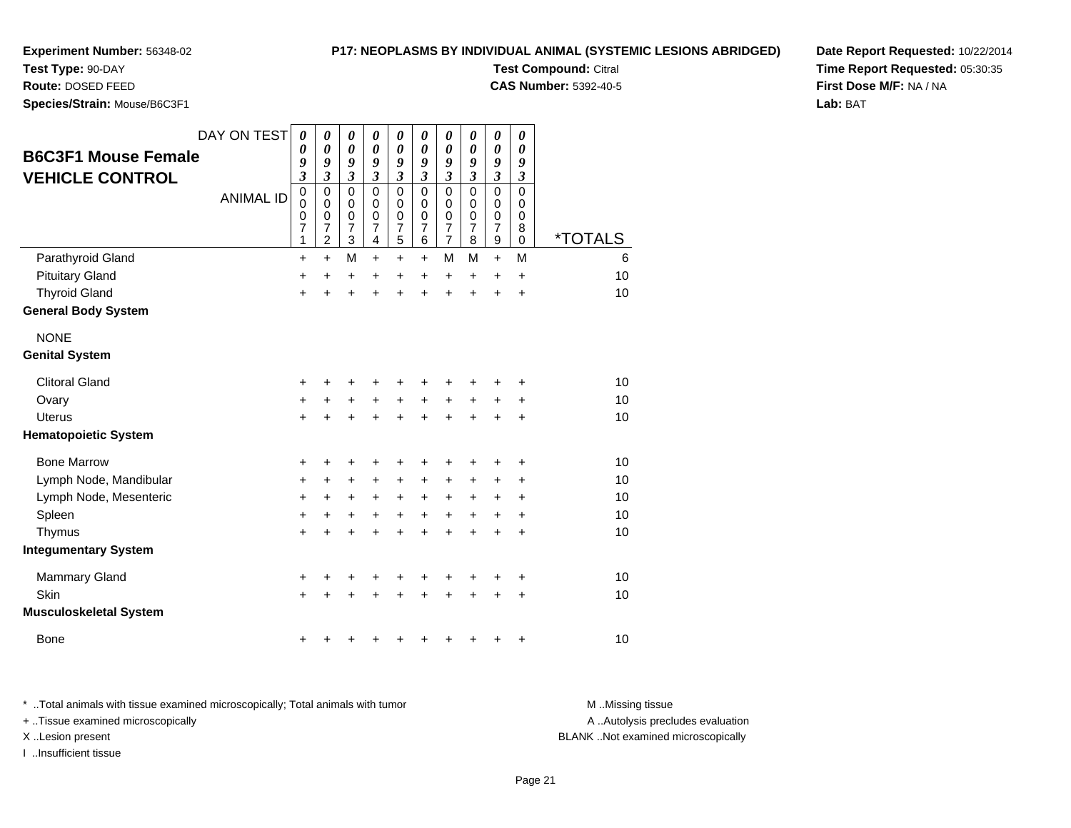**Experiment Number:** 56348-02
**Test Type:** 90-DAY
**Route:** DOSED FEED
**Species/Strain:** Mouse/B6C3F1

**P17: NEOPLASMS BY INDIVIDUAL ANIMAL (SYSTEMIC LESIONS ABRIDGED)**
**Test Compound:** Citral
**CAS Number:** 5392-40-5

**Date Report Requested:** 10/22/2014
**Time Report Requested:** 05:30:35
**First Dose M/F:** NA / NA
**Lab:** BAT

## B6C3F1 Mouse Female VEHICLE CONTROL

| DAY ON TEST | 0093 | 0093 | 0093 | 0093 | 0093 | 0093 | 0093 | 0093 | 0093 | 0093 | |
|---|---|---|---|---|---|---|---|---|---|---|---|
| ANIMAL ID | 00071 | 00072 | 00073 | 00074 | 00075 | 00076 | 00077 | 00078 | 00079 | 00080 | *TOTALS |
| Parathyroid Gland | + | + | M | + | + | + | M | M | + | M | 6 |
| Pituitary Gland | + | + | + | + | + | + | + | + | + | + | 10 |
| Thyroid Gland | + | + | + | + | + | + | + | + | + | + | 10 |
| **General Body System** | | | | | | | | | | | |
| NONE | | | | | | | | | | | |
| **Genital System** | | | | | | | | | | | |
| Clitoral Gland | + | + | + | + | + | + | + | + | + | + | 10 |
| Ovary | + | + | + | + | + | + | + | + | + | + | 10 |
| Uterus | + | + | + | + | + | + | + | + | + | + | 10 |
| **Hematopoietic System** | | | | | | | | | | | |
| Bone Marrow | + | + | + | + | + | + | + | + | + | + | 10 |
| Lymph Node, Mandibular | + | + | + | + | + | + | + | + | + | + | 10 |
| Lymph Node, Mesenteric | + | + | + | + | + | + | + | + | + | + | 10 |
| Spleen | + | + | + | + | + | + | + | + | + | + | 10 |
| Thymus | + | + | + | + | + | + | + | + | + | + | 10 |
| **Integumentary System** | | | | | | | | | | | |
| Mammary Gland | + | + | + | + | + | + | + | + | + | + | 10 |
| Skin | + | + | + | + | + | + | + | + | + | + | 10 |
| **Musculoskeletal System** | | | | | | | | | | | |
| Bone | + | + | + | + | + | + | + | + | + | + | 10 |

* ..Total animals with tissue examined microscopically; Total animals with tumor
+ ..Tissue examined microscopically
X ..Lesion present
I ..Insufficient tissue

M ..Missing tissue
A ..Autolysis precludes evaluation
BLANK ..Not examined microscopically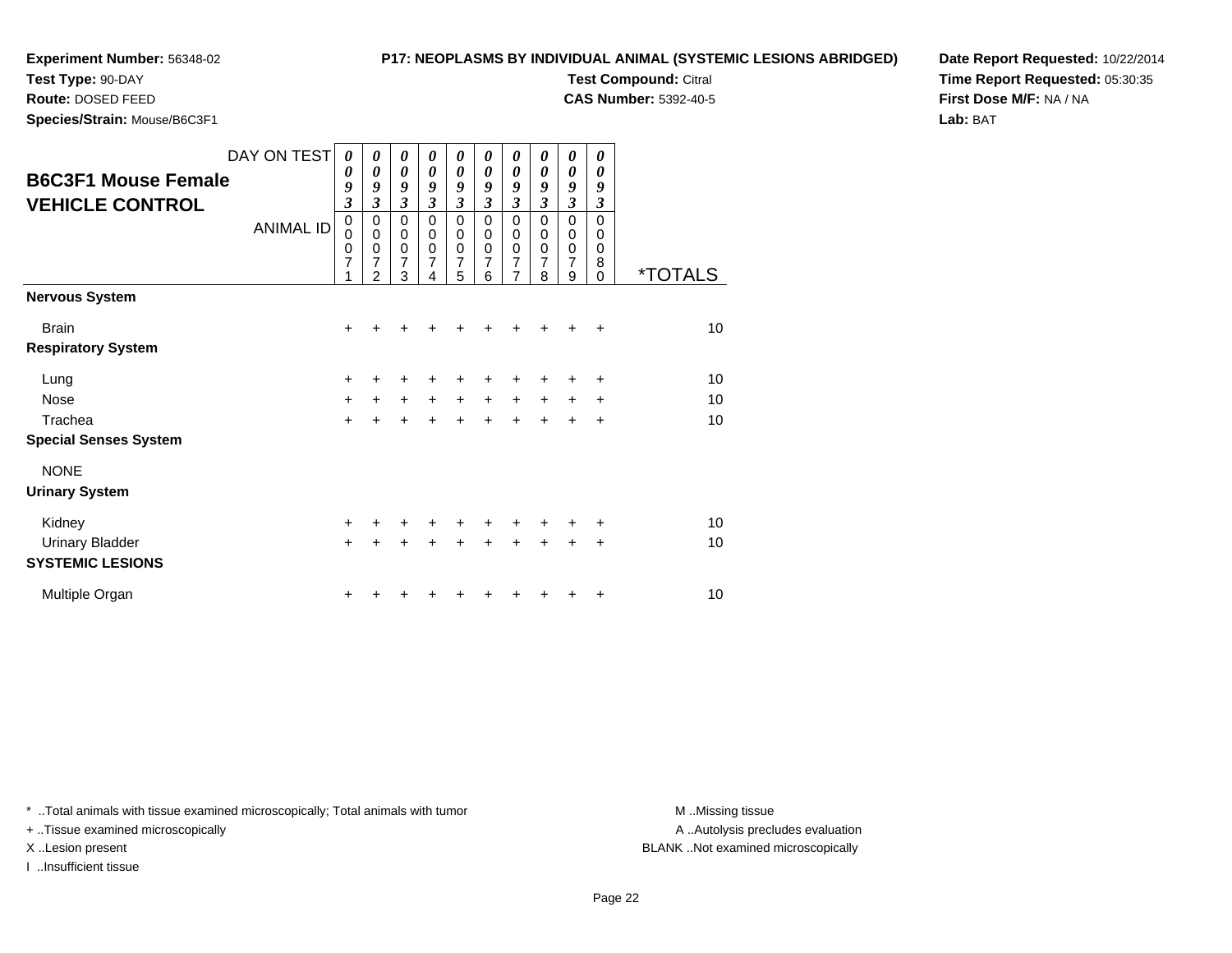**Experiment Number:** 56348-02
**Test Type:** 90-DAY
**Route:** DOSED FEED
**Species/Strain:** Mouse/B6C3F1

**P17: NEOPLASMS BY INDIVIDUAL ANIMAL (SYSTEMIC LESIONS ABRIDGED)**
**Test Compound:** Citral
**CAS Number:** 5392-40-5

**Date Report Requested:** 10/22/2014
**Time Report Requested:** 05:30:35
**First Dose M/F:** NA / NA
**Lab:** BAT

## B6C3F1 Mouse Female VEHICLE CONTROL

| DAY ON TEST | 0093 | 0093 | 0093 | 0093 | 0093 | 0093 | 0093 | 0093 | 0093 | 0093 | |
|---|---|---|---|---|---|---|---|---|---|---|---|
| ANIMAL ID | 00071 | 00072 | 00073 | 00074 | 00075 | 00076 | 00077 | 00078 | 00079 | 00080 | *TOTALS |
| **Nervous System** | | | | | | | | | | | |
| Brain | + | + | + | + | + | + | + | + | + | + | 10 |
| **Respiratory System** | | | | | | | | | | | |
| Lung | + | + | + | + | + | + | + | + | + | + | 10 |
| Nose | + | + | + | + | + | + | + | + | + | + | 10 |
| Trachea | + | + | + | + | + | + | + | + | + | + | 10 |
| **Special Senses System** | | | | | | | | | | | |
| NONE | | | | | | | | | | | |
| **Urinary System** | | | | | | | | | | | |
| Kidney | + | + | + | + | + | + | + | + | + | + | 10 |
| Urinary Bladder | + | + | + | + | + | + | + | + | + | + | 10 |
| **SYSTEMIC LESIONS** | | | | | | | | | | | |
| Multiple Organ | + | + | + | + | + | + | + | + | + | + | 10 |

* ..Total animals with tissue examined microscopically; Total animals with tumor
+ ..Tissue examined microscopically
X ..Lesion present
I ..Insufficient tissue

M ..Missing tissue
A ..Autolysis precludes evaluation
BLANK ..Not examined microscopically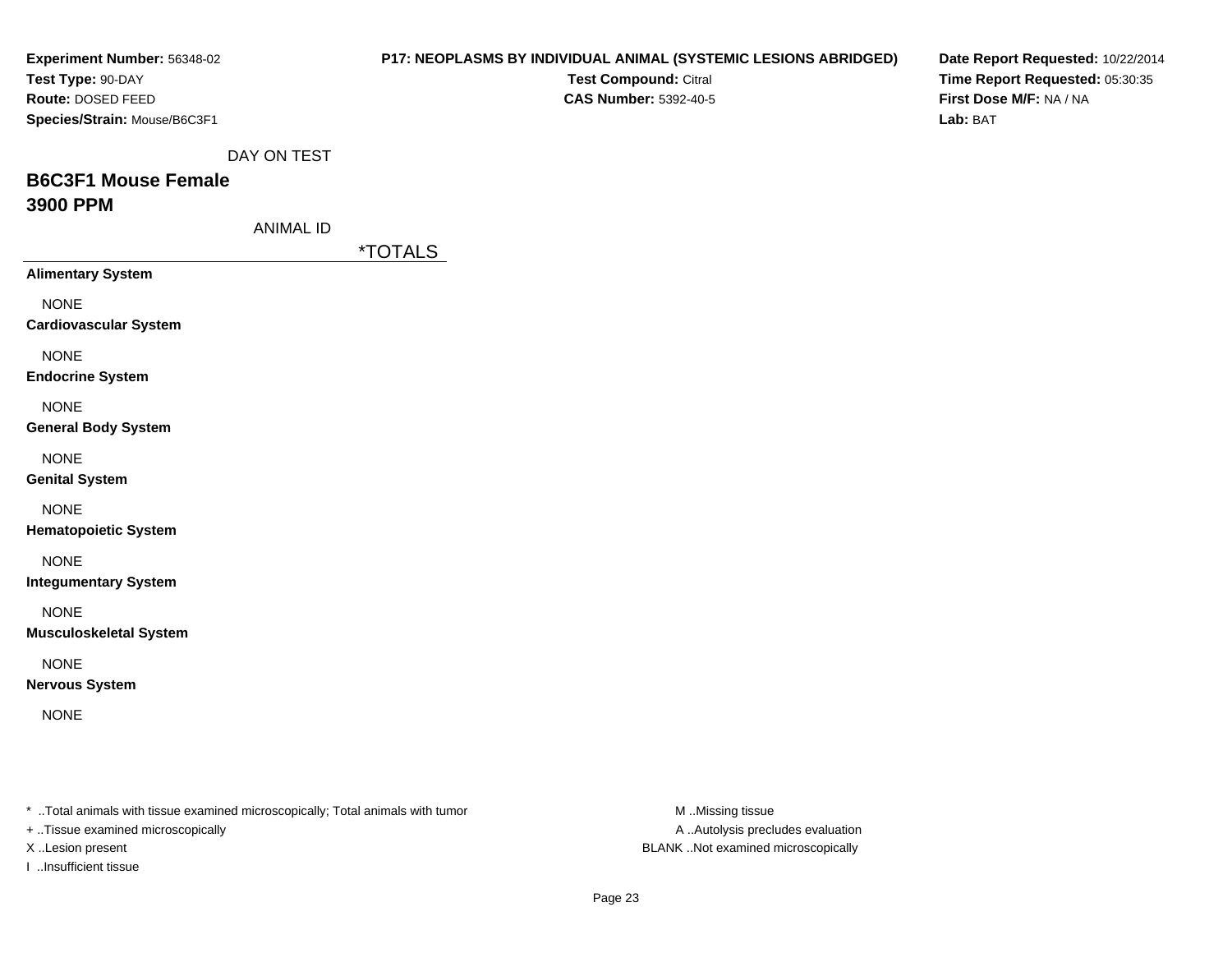**Experiment Number:** 56348-02
**Test Type:** 90-DAY
**Route:** DOSED FEED
**Species/Strain:** Mouse/B6C3F1

**P17: NEOPLASMS BY INDIVIDUAL ANIMAL (SYSTEMIC LESIONS ABRIDGED)**
**Test Compound:** Citral
**CAS Number:** 5392-40-5

**Date Report Requested:** 10/22/2014
**Time Report Requested:** 05:30:35
**First Dose M/F:** NA / NA
**Lab:** BAT

DAY ON TEST

## B6C3F1 Mouse Female
## 3900 PPM

ANIMAL ID

| | *TOTALS |
|---|---|
| **Alimentary System** | |
| NONE | |
| **Cardiovascular System** | |
| NONE | |
| **Endocrine System** | |
| NONE | |
| **General Body System** | |
| NONE | |
| **Genital System** | |
| NONE | |
| **Hematopoietic System** | |
| NONE | |
| **Integumentary System** | |
| NONE | |
| **Musculoskeletal System** | |
| NONE | |
| **Nervous System** | |
| NONE | |

* ..Total animals with tissue examined microscopically; Total animals with tumor
+ ..Tissue examined microscopically
X ..Lesion present
I ..Insufficient tissue

M ..Missing tissue
A ..Autolysis precludes evaluation
BLANK ..Not examined microscopically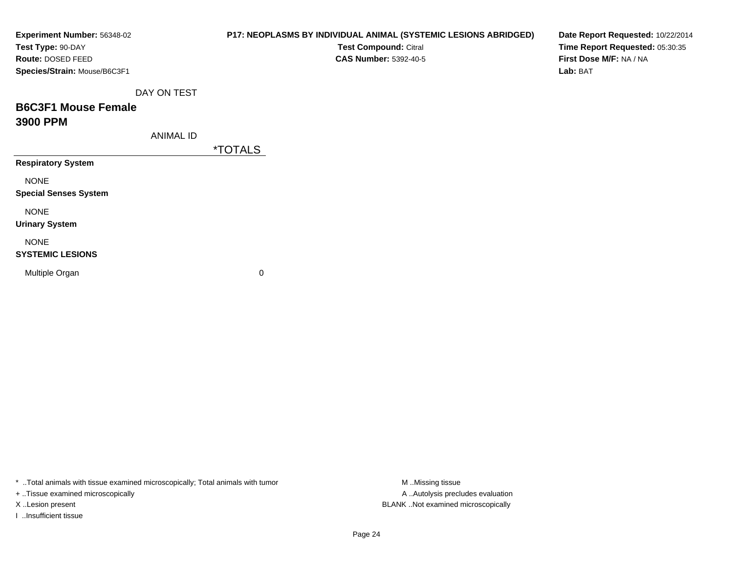**Experiment Number:** 56348-02
**Test Type:** 90-DAY
**Route:** DOSED FEED
**Species/Strain:** Mouse/B6C3F1

**P17: NEOPLASMS BY INDIVIDUAL ANIMAL (SYSTEMIC LESIONS ABRIDGED)**
**Test Compound:** Citral
**CAS Number:** 5392-40-5

**Date Report Requested:** 10/22/2014
**Time Report Requested:** 05:30:35
**First Dose M/F:** NA / NA
**Lab:** BAT

DAY ON TEST

## B6C3F1 Mouse Female
## 3900 PPM

| ANIMAL ID | *TOTALS |
|---|---|
| **Respiratory System** | |
| NONE | |
| **Special Senses System** | |
| NONE | |
| **Urinary System** | |
| NONE | |
| **SYSTEMIC LESIONS** | |
| Multiple Organ | 0 |

* ..Total animals with tissue examined microscopically; Total animals with tumor
+ ..Tissue examined microscopically
X ..Lesion present
I ..Insufficient tissue

M ..Missing tissue
A ..Autolysis precludes evaluation
BLANK ..Not examined microscopically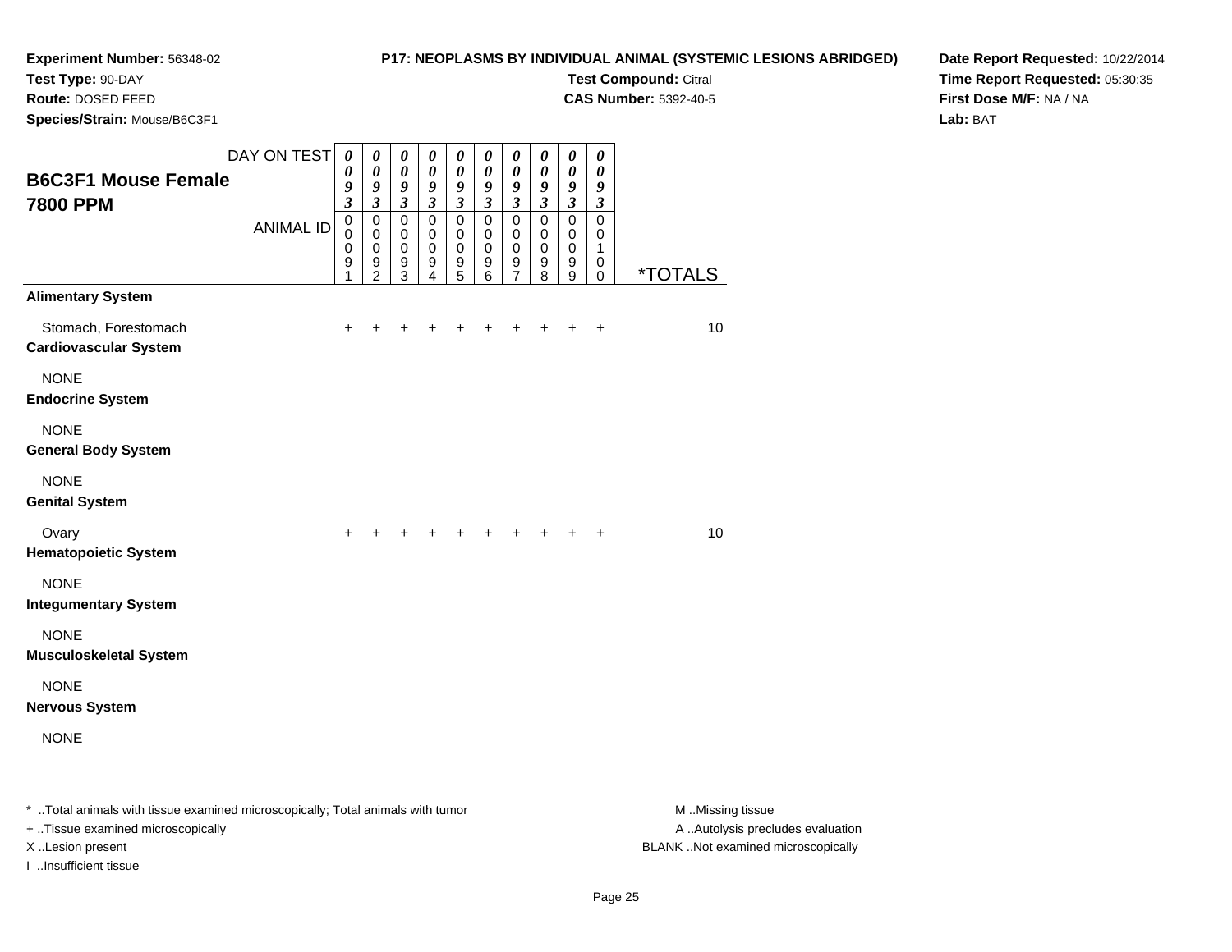**Experiment Number:** 56348-02
**Test Type:** 90-DAY
**Route:** DOSED FEED
**Species/Strain:** Mouse/B6C3F1

**P17: NEOPLASMS BY INDIVIDUAL ANIMAL (SYSTEMIC LESIONS ABRIDGED)**
**Test Compound:** Citral
**CAS Number:** 5392-40-5

**Date Report Requested:** 10/22/2014
**Time Report Requested:** 05:30:35
**First Dose M/F:** NA / NA
**Lab:** BAT

## B6C3F1 Mouse Female
## 7800 PPM

| DAY ON TEST | 0093 | 0093 | 0093 | 0093 | 0093 | 0093 | 0093 | 0093 | 0093 | 0093 | |
|---|---|---|---|---|---|---|---|---|---|---|---|
| ANIMAL ID | 00091 | 00092 | 00093 | 00094 | 00095 | 00096 | 00097 | 00098 | 00099 | 00100 | *TOTALS |
| **Alimentary System** | | | | | | | | | | | |
| Stomach, Forestomach | + | + | + | + | + | + | + | + | + | + | 10 |
| **Cardiovascular System** | | | | | | | | | | | |
| NONE | | | | | | | | | | | |
| **Endocrine System** | | | | | | | | | | | |
| NONE | | | | | | | | | | | |
| **General Body System** | | | | | | | | | | | |
| NONE | | | | | | | | | | | |
| **Genital System** | | | | | | | | | | | |
| Ovary | + | + | + | + | + | + | + | + | + | + | 10 |
| **Hematopoietic System** | | | | | | | | | | | |
| NONE | | | | | | | | | | | |
| **Integumentary System** | | | | | | | | | | | |
| NONE | | | | | | | | | | | |
| **Musculoskeletal System** | | | | | | | | | | | |
| NONE | | | | | | | | | | | |
| **Nervous System** | | | | | | | | | | | |
| NONE | | | | | | | | | | | |

* ..Total animals with tissue examined microscopically; Total animals with tumor
+ ..Tissue examined microscopically
X ..Lesion present
I ..Insufficient tissue

M ..Missing tissue
A ..Autolysis precludes evaluation
BLANK ..Not examined microscopically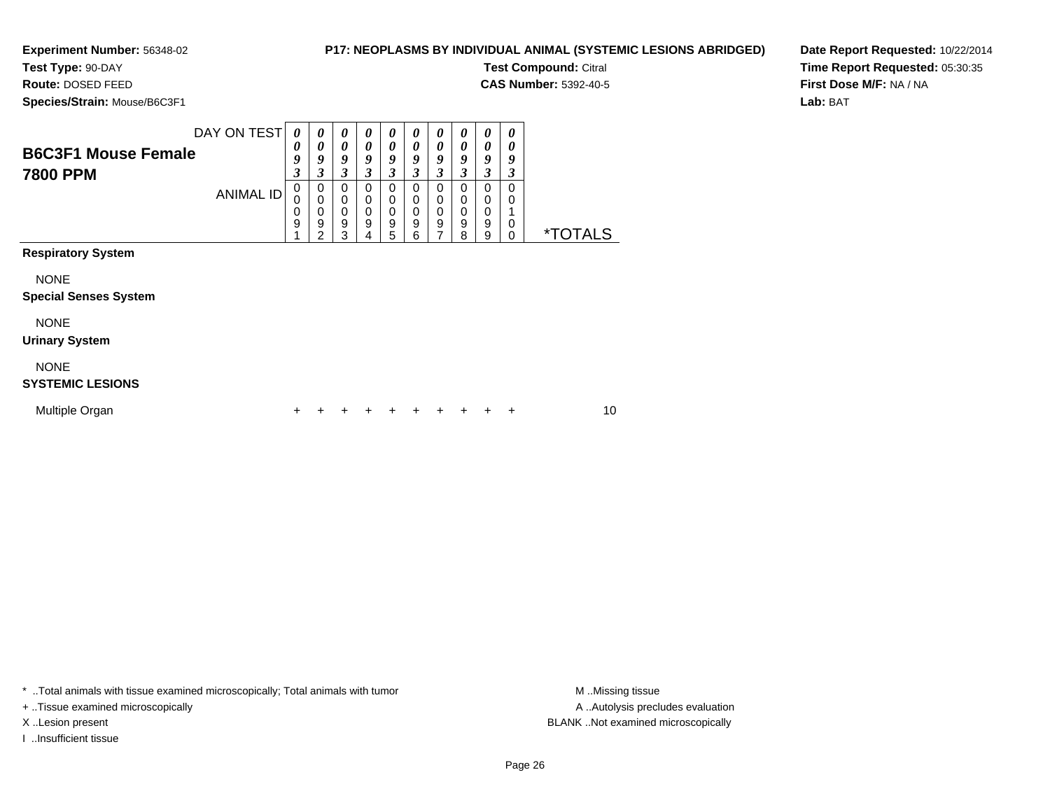**Experiment Number:** 56348-02
**Test Type:** 90-DAY
**Route:** DOSED FEED
**Species/Strain:** Mouse/B6C3F1

**P17: NEOPLASMS BY INDIVIDUAL ANIMAL (SYSTEMIC LESIONS ABRIDGED)**
**Test Compound:** Citral
**CAS Number:** 5392-40-5

**Date Report Requested:** 10/22/2014
**Time Report Requested:** 05:30:35
**First Dose M/F:** NA / NA
**Lab:** BAT

## B6C3F1 Mouse Female 7800 PPM

| DAY ON TEST | 0093 | 0093 | 0093 | 0093 | 0093 | 0093 | 0093 | 0093 | 0093 | 0093 | |
|---|---|---|---|---|---|---|---|---|---|---|---|
| **ANIMAL ID** | 00091 | 00092 | 00093 | 00094 | 00095 | 00096 | 00097 | 00098 | 00099 | 00100 | ***TOTALS** |
| **Respiratory System** | | | | | | | | | | | |
| NONE | | | | | | | | | | | |
| **Special Senses System** | | | | | | | | | | | |
| NONE | | | | | | | | | | | |
| **Urinary System** | | | | | | | | | | | |
| NONE | | | | | | | | | | | |
| **SYSTEMIC LESIONS** | | | | | | | | | | | |
| Multiple Organ | + | + | + | + | + | + | + | + | + | + | 10 |

* ..Total animals with tissue examined microscopically; Total animals with tumor
+ ..Tissue examined microscopically
X ..Lesion present
I ..Insufficient tissue

M ..Missing tissue
A ..Autolysis precludes evaluation
BLANK ..Not examined microscopically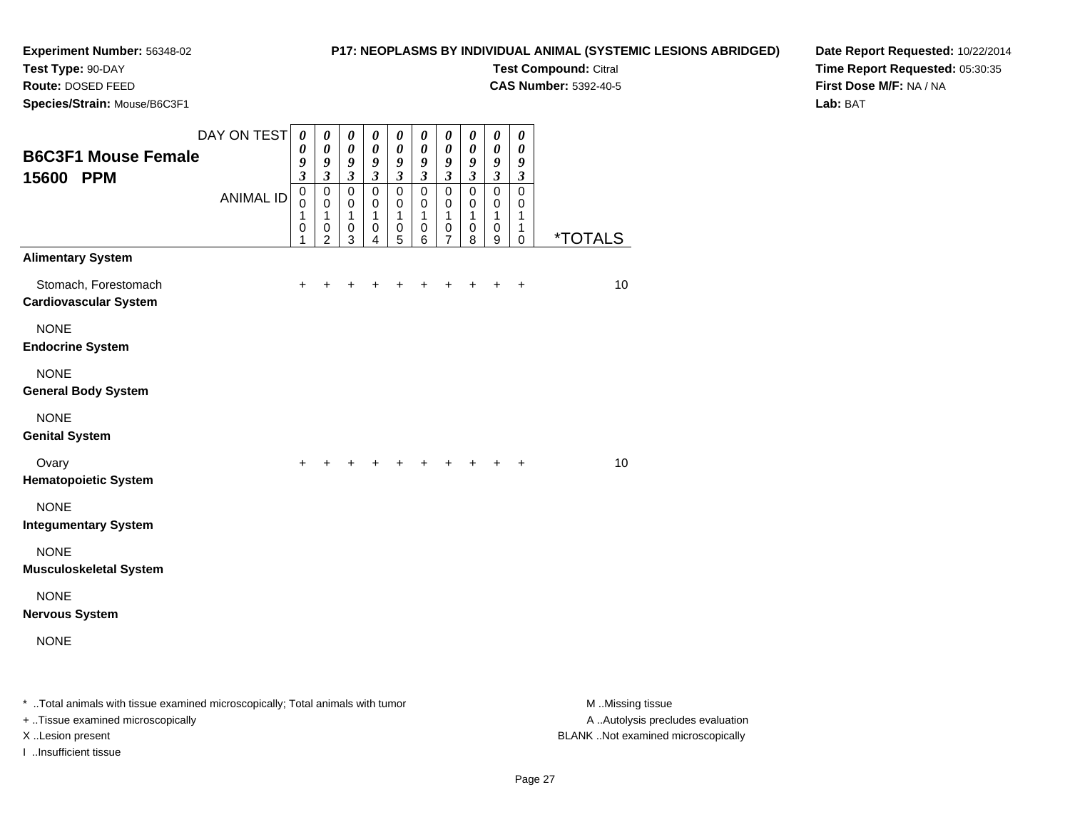**Experiment Number:** 56348-02
**Test Type:** 90-DAY
**Route:** DOSED FEED
**Species/Strain:** Mouse/B6C3F1

**P17: NEOPLASMS BY INDIVIDUAL ANIMAL (SYSTEMIC LESIONS ABRIDGED)**
**Test Compound:** Citral
**CAS Number:** 5392-40-5

**Date Report Requested:** 10/22/2014
**Time Report Requested:** 05:30:35
**First Dose M/F:** NA / NA
**Lab:** BAT

## B6C3F1 Mouse Female 15600 PPM

| DAY ON TEST | 0093 | 0093 | 0093 | 0093 | 0093 | 0093 | 0093 | 0093 | 0093 | 0093 | |
|---|---|---|---|---|---|---|---|---|---|---|---|
| **ANIMAL ID** | 00101 | 00102 | 00103 | 00104 | 00105 | 00106 | 00107 | 00108 | 00109 | 00110 | ***TOTALS** |
| **Alimentary System** | | | | | | | | | | | |
| Stomach, Forestomach | + | + | + | + | + | + | + | + | + | + | 10 |
| **Cardiovascular System** | | | | | | | | | | | |
| NONE | | | | | | | | | | | |
| **Endocrine System** | | | | | | | | | | | |
| NONE | | | | | | | | | | | |
| **General Body System** | | | | | | | | | | | |
| NONE | | | | | | | | | | | |
| **Genital System** | | | | | | | | | | | |
| Ovary | + | + | + | + | + | + | + | + | + | + | 10 |
| **Hematopoietic System** | | | | | | | | | | | |
| NONE | | | | | | | | | | | |
| **Integumentary System** | | | | | | | | | | | |
| NONE | | | | | | | | | | | |
| **Musculoskeletal System** | | | | | | | | | | | |
| NONE | | | | | | | | | | | |
| **Nervous System** | | | | | | | | | | | |
| NONE | | | | | | | | | | | |

* ..Total animals with tissue examined microscopically; Total animals with tumor
+ ..Tissue examined microscopically
X ..Lesion present
I ..Insufficient tissue

M ..Missing tissue
A ..Autolysis precludes evaluation
BLANK ..Not examined microscopically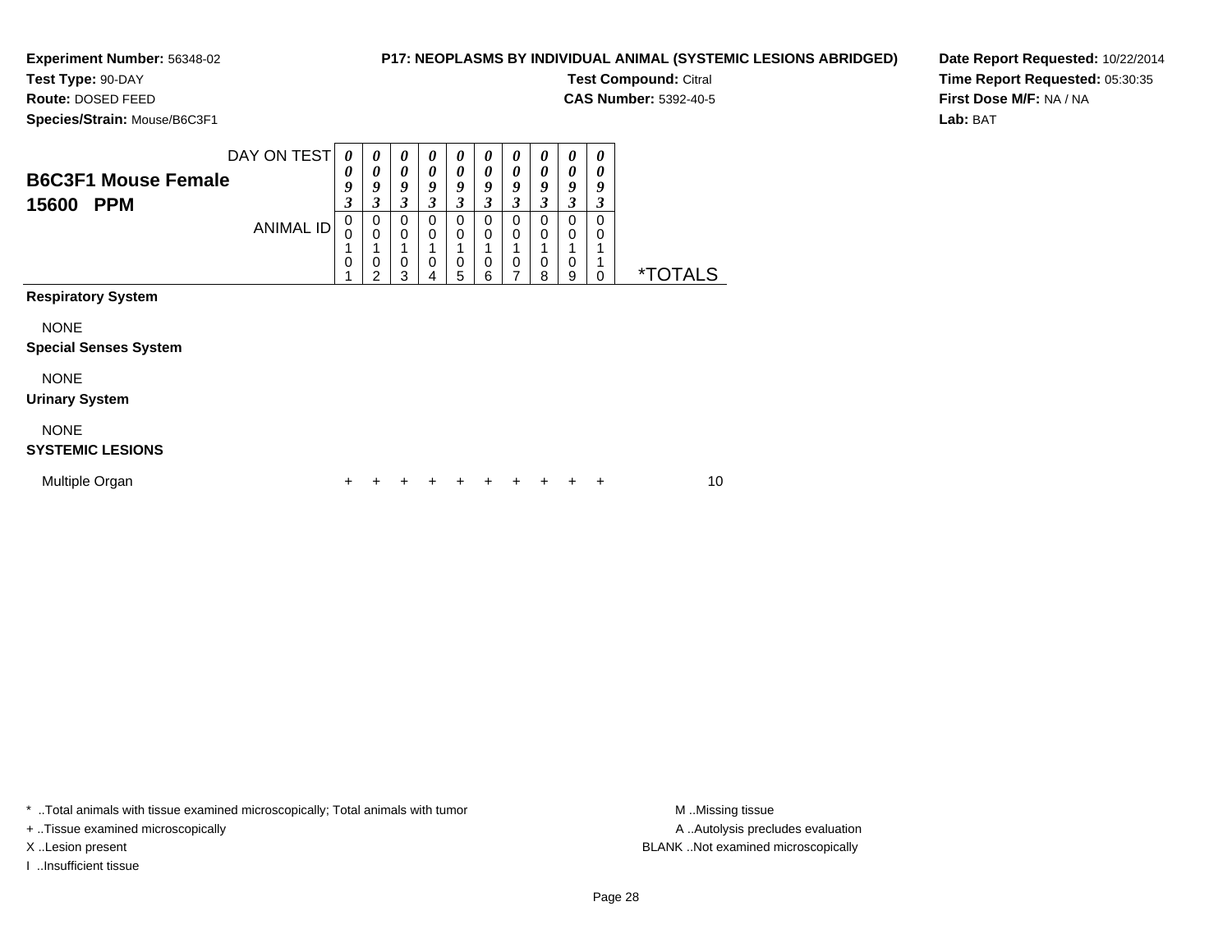**Experiment Number:** 56348-02
**Test Type:** 90-DAY
**Route:** DOSED FEED
**Species/Strain:** Mouse/B6C3F1

**P17: NEOPLASMS BY INDIVIDUAL ANIMAL (SYSTEMIC LESIONS ABRIDGED)**
**Test Compound:** Citral
**CAS Number:** 5392-40-5

**Date Report Requested:** 10/22/2014
**Time Report Requested:** 05:30:35
**First Dose M/F:** NA / NA
**Lab:** BAT

## B6C3F1 Mouse Female
## 15600 PPM

| DAY ON TEST | 0093 | 0093 | 0093 | 0093 | 0093 | 0093 | 0093 | 0093 | 0093 | 0093 | |
|---|---|---|---|---|---|---|---|---|---|---|---|
| ANIMAL ID | 00101 | 00102 | 00103 | 00104 | 00105 | 00106 | 00107 | 00108 | 00109 | 00110 | *TOTALS |
| **Respiratory System** | | | | | | | | | | | |
| NONE | | | | | | | | | | | |
| **Special Senses System** | | | | | | | | | | | |
| NONE | | | | | | | | | | | |
| **Urinary System** | | | | | | | | | | | |
| NONE | | | | | | | | | | | |
| **SYSTEMIC LESIONS** | | | | | | | | | | | |
| Multiple Organ | + | + | + | + | + | + | + | + | + | + | 10 |

* ..Total animals with tissue examined microscopically; Total animals with tumor
+ ..Tissue examined microscopically
X ..Lesion present
I ..Insufficient tissue

M ..Missing tissue
A ..Autolysis precludes evaluation
BLANK ..Not examined microscopically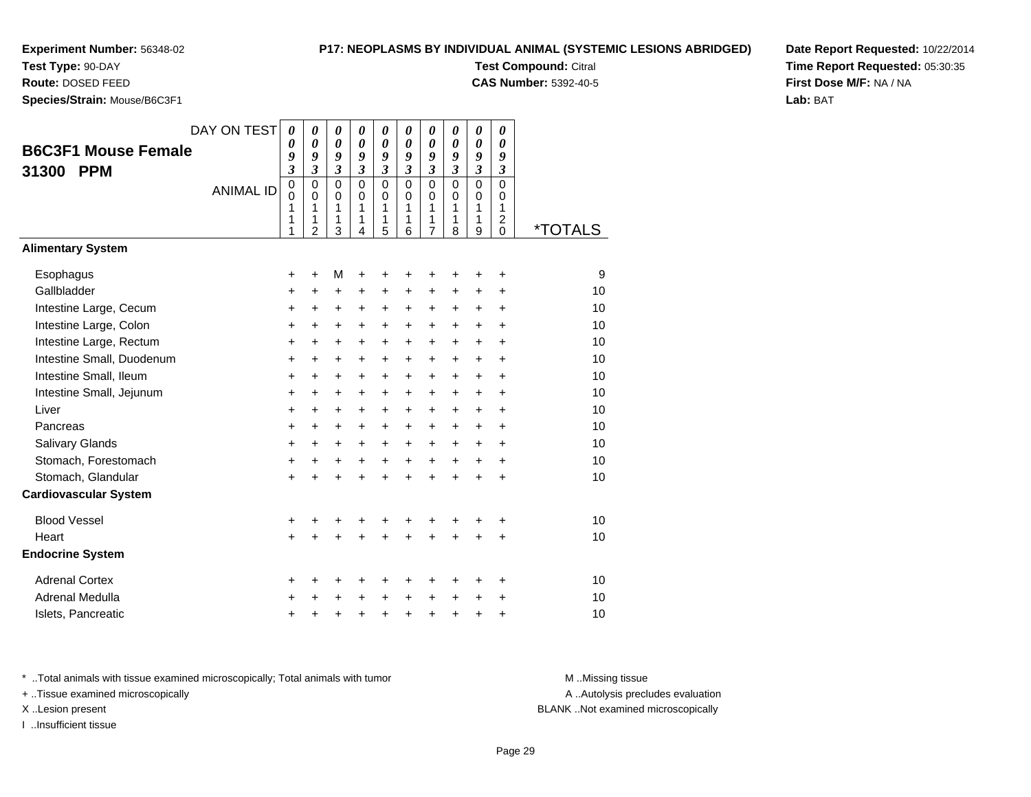**Experiment Number:** 56348-02
**Test Type:** 90-DAY
**Route:** DOSED FEED
**Species/Strain:** Mouse/B6C3F1

**P17: NEOPLASMS BY INDIVIDUAL ANIMAL (SYSTEMIC LESIONS ABRIDGED)**
**Test Compound:** Citral
**CAS Number:** 5392-40-5

**Date Report Requested:** 10/22/2014
**Time Report Requested:** 05:30:35
**First Dose M/F:** NA / NA
**Lab:** BAT

## B6C3F1 Mouse Female 31300 PPM

| DAY ON TEST | 0093 | 0093 | 0093 | 0093 | 0093 | 0093 | 0093 | 0093 | 0093 | 0093 | |
|---|---|---|---|---|---|---|---|---|---|---|---|
| ANIMAL ID | 00111 | 00112 | 00113 | 00114 | 00115 | 00116 | 00117 | 00118 | 00119 | 00120 | *TOTALS |
| **Alimentary System** | | | | | | | | | | | |
| Esophagus | + | + | M | + | + | + | + | + | + | + | 9 |
| Gallbladder | + | + | + | + | + | + | + | + | + | + | 10 |
| Intestine Large, Cecum | + | + | + | + | + | + | + | + | + | + | 10 |
| Intestine Large, Colon | + | + | + | + | + | + | + | + | + | + | 10 |
| Intestine Large, Rectum | + | + | + | + | + | + | + | + | + | + | 10 |
| Intestine Small, Duodenum | + | + | + | + | + | + | + | + | + | + | 10 |
| Intestine Small, Ileum | + | + | + | + | + | + | + | + | + | + | 10 |
| Intestine Small, Jejunum | + | + | + | + | + | + | + | + | + | + | 10 |
| Liver | + | + | + | + | + | + | + | + | + | + | 10 |
| Pancreas | + | + | + | + | + | + | + | + | + | + | 10 |
| Salivary Glands | + | + | + | + | + | + | + | + | + | + | 10 |
| Stomach, Forestomach | + | + | + | + | + | + | + | + | + | + | 10 |
| Stomach, Glandular | + | + | + | + | + | + | + | + | + | + | 10 |
| **Cardiovascular System** | | | | | | | | | | | |
| Blood Vessel | + | + | + | + | + | + | + | + | + | + | 10 |
| Heart | + | + | + | + | + | + | + | + | + | + | 10 |
| **Endocrine System** | | | | | | | | | | | |
| Adrenal Cortex | + | + | + | + | + | + | + | + | + | + | 10 |
| Adrenal Medulla | + | + | + | + | + | + | + | + | + | + | 10 |
| Islets, Pancreatic | + | + | + | + | + | + | + | + | + | + | 10 |

* ..Total animals with tissue examined microscopically; Total animals with tumor
+ ..Tissue examined microscopically
X ..Lesion present
I ..Insufficient tissue

M ..Missing tissue
A ..Autolysis precludes evaluation
BLANK ..Not examined microscopically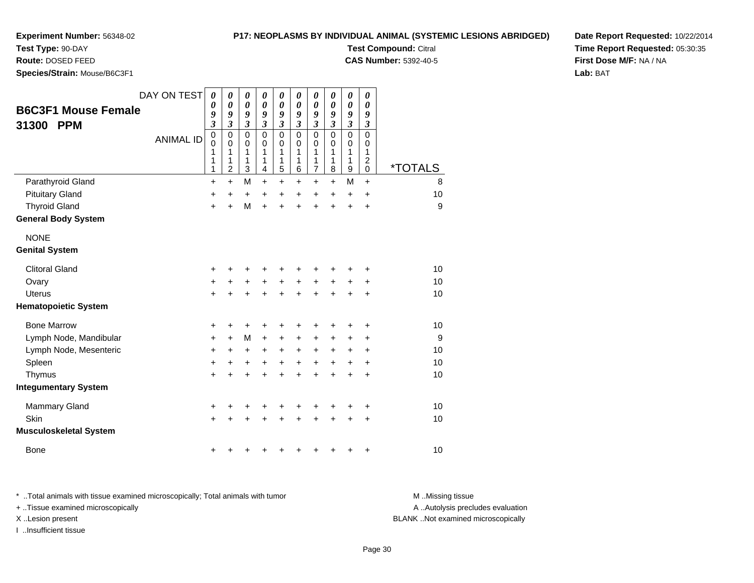**Experiment Number:** 56348-02
**Test Type:** 90-DAY
**Route:** DOSED FEED
**Species/Strain:** Mouse/B6C3F1

**P17: NEOPLASMS BY INDIVIDUAL ANIMAL (SYSTEMIC LESIONS ABRIDGED)**
**Test Compound:** Citral
**CAS Number:** 5392-40-5

**Date Report Requested:** 10/22/2014
**Time Report Requested:** 05:30:35
**First Dose M/F:** NA / NA
**Lab:** BAT

## B6C3F1 Mouse Female 31300 PPM

| DAY ON TEST | 0093 | 0093 | 0093 | 0093 | 0093 | 0093 | 0093 | 0093 | 0093 | 0093 | |
|---|---|---|---|---|---|---|---|---|---|---|---|
| ANIMAL ID | 00111 | 00112 | 00113 | 00114 | 00115 | 00116 | 00117 | 00118 | 00119 | 00120 | *TOTALS |
| Parathyroid Gland | + | + | M | + | + | + | + | + | M | + | 8 |
| Pituitary Gland | + | + | + | + | + | + | + | + | + | + | 10 |
| Thyroid Gland | + | + | M | + | + | + | + | + | + | + | 9 |
| **General Body System** | | | | | | | | | | | |
| NONE | | | | | | | | | | | |
| **Genital System** | | | | | | | | | | | |
| Clitoral Gland | + | + | + | + | + | + | + | + | + | + | 10 |
| Ovary | + | + | + | + | + | + | + | + | + | + | 10 |
| Uterus | + | + | + | + | + | + | + | + | + | + | 10 |
| **Hematopoietic System** | | | | | | | | | | | |
| Bone Marrow | + | + | + | + | + | + | + | + | + | + | 10 |
| Lymph Node, Mandibular | + | + | M | + | + | + | + | + | + | + | 9 |
| Lymph Node, Mesenteric | + | + | + | + | + | + | + | + | + | + | 10 |
| Spleen | + | + | + | + | + | + | + | + | + | + | 10 |
| Thymus | + | + | + | + | + | + | + | + | + | + | 10 |
| **Integumentary System** | | | | | | | | | | | |
| Mammary Gland | + | + | + | + | + | + | + | + | + | + | 10 |
| Skin | + | + | + | + | + | + | + | + | + | + | 10 |
| **Musculoskeletal System** | | | | | | | | | | | |
| Bone | + | + | + | + | + | + | + | + | + | + | 10 |

* ..Total animals with tissue examined microscopically; Total animals with tumor
+ ..Tissue examined microscopically
X ..Lesion present
I ..Insufficient tissue

M ..Missing tissue
A ..Autolysis precludes evaluation
BLANK ..Not examined microscopically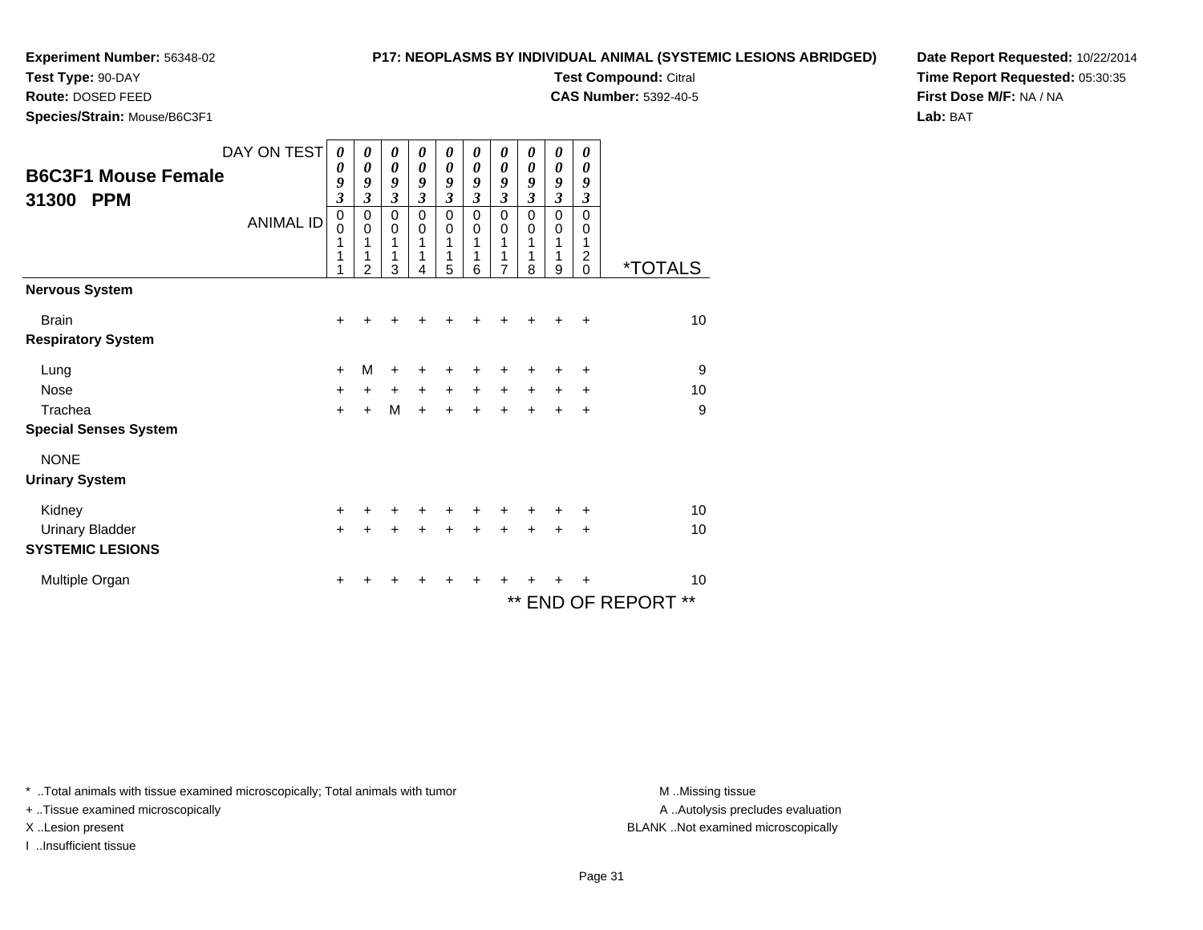**Experiment Number:** 56348-02
**Test Type:** 90-DAY
**Route:** DOSED FEED
**Species/Strain:** Mouse/B6C3F1

**P17: NEOPLASMS BY INDIVIDUAL ANIMAL (SYSTEMIC LESIONS ABRIDGED)**
**Test Compound:** Citral
**CAS Number:** 5392-40-5

**Date Report Requested:** 10/22/2014
**Time Report Requested:** 05:30:35
**First Dose M/F:** NA / NA
**Lab:** BAT

## B6C3F1 Mouse Female
## 31300 PPM

| DAY ON TEST | 0093 | 0093 | 0093 | 0093 | 0093 | 0093 | 0093 | 0093 | 0093 | 0093 | |
|---|---|---|---|---|---|---|---|---|---|---|---|
| ANIMAL ID | 00111 | 00112 | 00113 | 00114 | 00115 | 00116 | 00117 | 00118 | 00119 | 00120 | *TOTALS |
| **Nervous System** | | | | | | | | | | | |
| Brain | + | + | + | + | + | + | + | + | + | + | 10 |
| **Respiratory System** | | | | | | | | | | | |
| Lung | + | M | + | + | + | + | + | + | + | + | 9 |
| Nose | + | + | + | + | + | + | + | + | + | + | 10 |
| Trachea | + | + | M | + | + | + | + | + | + | + | 9 |
| **Special Senses System** | | | | | | | | | | | |
| NONE | | | | | | | | | | | |
| **Urinary System** | | | | | | | | | | | |
| Kidney | + | + | + | + | + | + | + | + | + | + | 10 |
| Urinary Bladder | + | + | + | + | + | + | + | + | + | + | 10 |
| **SYSTEMIC LESIONS** | | | | | | | | | | | |
| Multiple Organ | + | + | + | + | + | + | + | + | + | + | 10 |

** END OF REPORT **

* ..Total animals with tissue examined microscopically; Total animals with tumor
+ ..Tissue examined microscopically
X ..Lesion present
I ..Insufficient tissue

M ..Missing tissue
A ..Autolysis precludes evaluation
BLANK ..Not examined microscopically